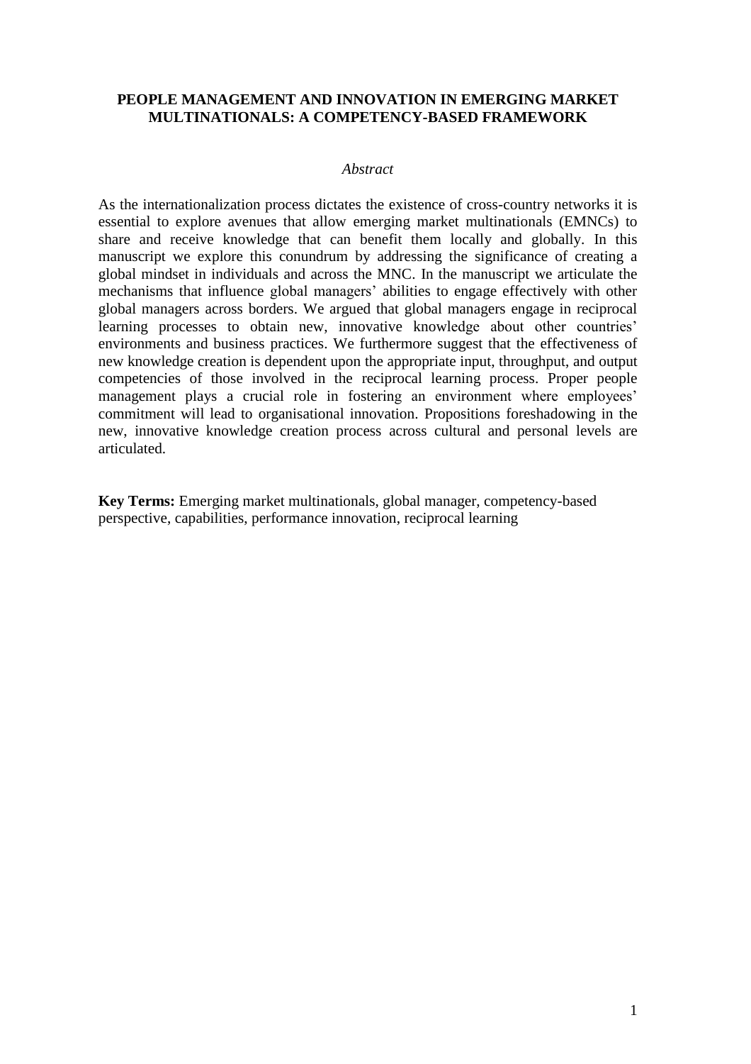# PEOPLE MANAGEMENT AND INNOVATION IN EMERGING MARKET MULTINATIONALS: A COMPETENCY-BASED FRAMEWORK

*Abstract*

As the internationalization process dictates the existence of cross-country networks it is essential to explore avenues that allow emerging market multinationals (EMNCs) to share and receive knowledge that can benefit them locally and globally. In this manuscript we explore this conundrum by addressing the significance of creating a global mindset in individuals and across the MNC. In the manuscript we articulate the mechanisms that influence global managers' abilities to engage effectively with other global managers across borders. We argued that global managers engage in reciprocal learning processes to obtain new, innovative knowledge about other countries' environments and business practices. We furthermore suggest that the effectiveness of new knowledge creation is dependent upon the appropriate input, throughput, and output competencies of those involved in the reciprocal learning process. Proper people management plays a crucial role in fostering an environment where employees' commitment will lead to organisational innovation. Propositions foreshadowing in the new, innovative knowledge creation process across cultural and personal levels are articulated.

**Key Terms:** Emerging market multinationals, global manager, competency-based perspective, capabilities, performance innovation, reciprocal learning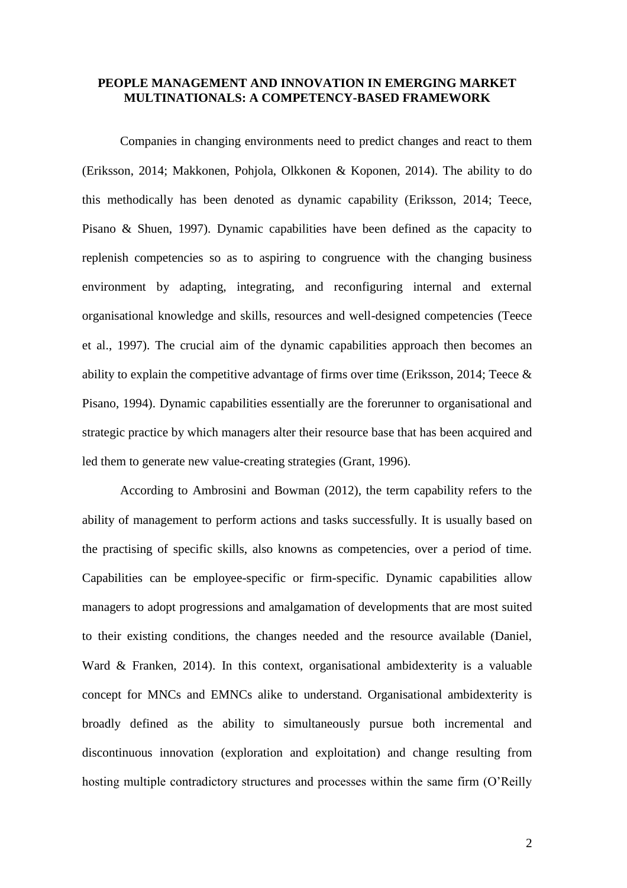**PEOPLE MANAGEMENT AND INNOVATION IN EMERGING MARKET MULTINATIONALS: A COMPETENCY-BASED FRAMEWORK**

Companies in changing environments need to predict changes and react to them (Eriksson, 2014; Makkonen, Pohjola, Olkkonen & Koponen, 2014). The ability to do this methodically has been denoted as dynamic capability (Eriksson, 2014; Teece, Pisano & Shuen, 1997). Dynamic capabilities have been defined as the capacity to replenish competencies so as to aspiring to congruence with the changing business environment by adapting, integrating, and reconfiguring internal and external organisational knowledge and skills, resources and well-designed competencies (Teece et al., 1997). The crucial aim of the dynamic capabilities approach then becomes an ability to explain the competitive advantage of firms over time (Eriksson, 2014; Teece & Pisano, 1994). Dynamic capabilities essentially are the forerunner to organisational and strategic practice by which managers alter their resource base that has been acquired and led them to generate new value-creating strategies (Grant, 1996).

According to Ambrosini and Bowman (2012), the term capability refers to the ability of management to perform actions and tasks successfully. It is usually based on the practising of specific skills, also knowns as competencies, over a period of time. Capabilities can be employee-specific or firm-specific. Dynamic capabilities allow managers to adopt progressions and amalgamation of developments that are most suited to their existing conditions, the changes needed and the resource available (Daniel, Ward & Franken, 2014). In this context, organisational ambidexterity is a valuable concept for MNCs and EMNCs alike to understand. Organisational ambidexterity is broadly defined as the ability to simultaneously pursue both incremental and discontinuous innovation (exploration and exploitation) and change resulting from hosting multiple contradictory structures and processes within the same firm (O'Reilly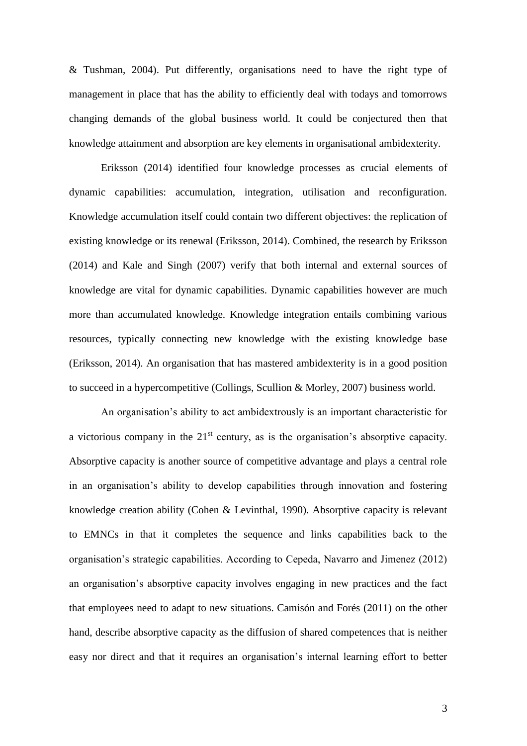& Tushman, 2004). Put differently, organisations need to have the right type of management in place that has the ability to efficiently deal with todays and tomorrows changing demands of the global business world. It could be conjectured then that knowledge attainment and absorption are key elements in organisational ambidexterity.

Eriksson (2014) identified four knowledge processes as crucial elements of dynamic capabilities: accumulation, integration, utilisation and reconfiguration. Knowledge accumulation itself could contain two different objectives: the replication of existing knowledge or its renewal (Eriksson, 2014). Combined, the research by Eriksson (2014) and Kale and Singh (2007) verify that both internal and external sources of knowledge are vital for dynamic capabilities. Dynamic capabilities however are much more than accumulated knowledge. Knowledge integration entails combining various resources, typically connecting new knowledge with the existing knowledge base (Eriksson, 2014). An organisation that has mastered ambidexterity is in a good position to succeed in a hypercompetitive (Collings, Scullion & Morley, 2007) business world.

An organisation's ability to act ambidextrously is an important characteristic for a victorious company in the 21st century, as is the organisation's absorptive capacity. Absorptive capacity is another source of competitive advantage and plays a central role in an organisation's ability to develop capabilities through innovation and fostering knowledge creation ability (Cohen & Levinthal, 1990). Absorptive capacity is relevant to EMNCs in that it completes the sequence and links capabilities back to the organisation's strategic capabilities. According to Cepeda, Navarro and Jimenez (2012) an organisation's absorptive capacity involves engaging in new practices and the fact that employees need to adapt to new situations. Camisón and Forés (2011) on the other hand, describe absorptive capacity as the diffusion of shared competences that is neither easy nor direct and that it requires an organisation's internal learning effort to better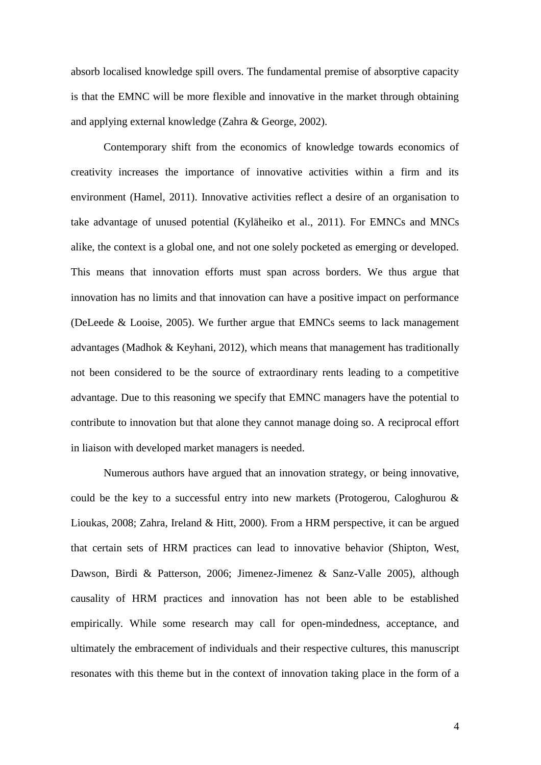absorb localised knowledge spill overs. The fundamental premise of absorptive capacity is that the EMNC will be more flexible and innovative in the market through obtaining and applying external knowledge (Zahra & George, 2002).

Contemporary shift from the economics of knowledge towards economics of creativity increases the importance of innovative activities within a firm and its environment (Hamel, 2011). Innovative activities reflect a desire of an organisation to take advantage of unused potential (Kyläheiko et al., 2011). For EMNCs and MNCs alike, the context is a global one, and not one solely pocketed as emerging or developed. This means that innovation efforts must span across borders. We thus argue that innovation has no limits and that innovation can have a positive impact on performance (DeLeede & Looise, 2005). We further argue that EMNCs seems to lack management advantages (Madhok & Keyhani, 2012), which means that management has traditionally not been considered to be the source of extraordinary rents leading to a competitive advantage. Due to this reasoning we specify that EMNC managers have the potential to contribute to innovation but that alone they cannot manage doing so. A reciprocal effort in liaison with developed market managers is needed.

Numerous authors have argued that an innovation strategy, or being innovative, could be the key to a successful entry into new markets (Protogerou, Caloghurou & Lioukas, 2008; Zahra, Ireland & Hitt, 2000). From a HRM perspective, it can be argued that certain sets of HRM practices can lead to innovative behavior (Shipton, West, Dawson, Birdi & Patterson, 2006; Jimenez-Jimenez & Sanz-Valle 2005), although causality of HRM practices and innovation has not been able to be established empirically. While some research may call for open-mindedness, acceptance, and ultimately the embracement of individuals and their respective cultures, this manuscript resonates with this theme but in the context of innovation taking place in the form of a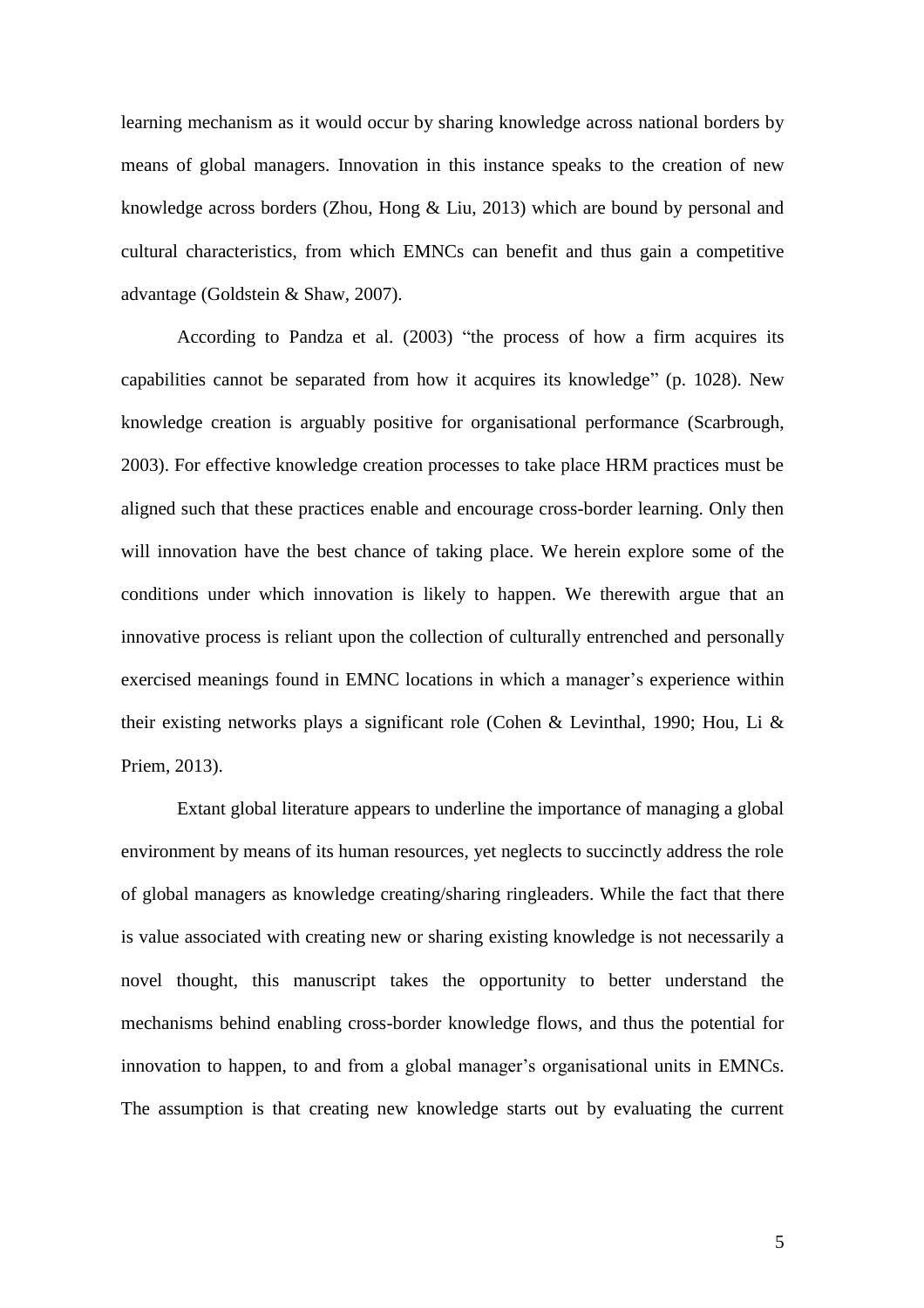learning mechanism as it would occur by sharing knowledge across national borders by means of global managers. Innovation in this instance speaks to the creation of new knowledge across borders (Zhou, Hong & Liu, 2013) which are bound by personal and cultural characteristics, from which EMNCs can benefit and thus gain a competitive advantage (Goldstein & Shaw, 2007).

According to Pandza et al. (2003) "the process of how a firm acquires its capabilities cannot be separated from how it acquires its knowledge" (p. 1028). New knowledge creation is arguably positive for organisational performance (Scarbrough, 2003). For effective knowledge creation processes to take place HRM practices must be aligned such that these practices enable and encourage cross-border learning. Only then will innovation have the best chance of taking place. We herein explore some of the conditions under which innovation is likely to happen. We therewith argue that an innovative process is reliant upon the collection of culturally entrenched and personally exercised meanings found in EMNC locations in which a manager's experience within their existing networks plays a significant role (Cohen & Levinthal, 1990; Hou, Li & Priem, 2013).

Extant global literature appears to underline the importance of managing a global environment by means of its human resources, yet neglects to succinctly address the role of global managers as knowledge creating/sharing ringleaders. While the fact that there is value associated with creating new or sharing existing knowledge is not necessarily a novel thought, this manuscript takes the opportunity to better understand the mechanisms behind enabling cross-border knowledge flows, and thus the potential for innovation to happen, to and from a global manager's organisational units in EMNCs. The assumption is that creating new knowledge starts out by evaluating the current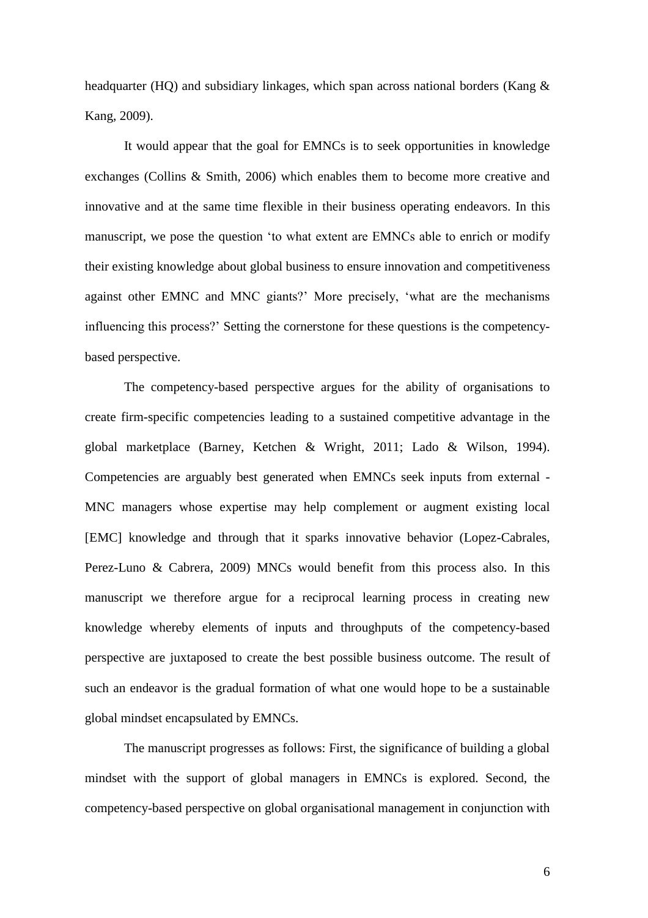headquarter (HQ) and subsidiary linkages, which span across national borders (Kang & Kang, 2009).

It would appear that the goal for EMNCs is to seek opportunities in knowledge exchanges (Collins & Smith, 2006) which enables them to become more creative and innovative and at the same time flexible in their business operating endeavors. In this manuscript, we pose the question 'to what extent are EMNCs able to enrich or modify their existing knowledge about global business to ensure innovation and competitiveness against other EMNC and MNC giants?' More precisely, 'what are the mechanisms influencing this process?' Setting the cornerstone for these questions is the competency-based perspective.

The competency-based perspective argues for the ability of organisations to create firm-specific competencies leading to a sustained competitive advantage in the global marketplace (Barney, Ketchen & Wright, 2011; Lado & Wilson, 1994). Competencies are arguably best generated when EMNCs seek inputs from external - MNC managers whose expertise may help complement or augment existing local [EMC] knowledge and through that it sparks innovative behavior (Lopez-Cabrales, Perez-Luno & Cabrera, 2009) MNCs would benefit from this process also. In this manuscript we therefore argue for a reciprocal learning process in creating new knowledge whereby elements of inputs and throughputs of the competency-based perspective are juxtaposed to create the best possible business outcome. The result of such an endeavor is the gradual formation of what one would hope to be a sustainable global mindset encapsulated by EMNCs.

The manuscript progresses as follows: First, the significance of building a global mindset with the support of global managers in EMNCs is explored. Second, the competency-based perspective on global organisational management in conjunction with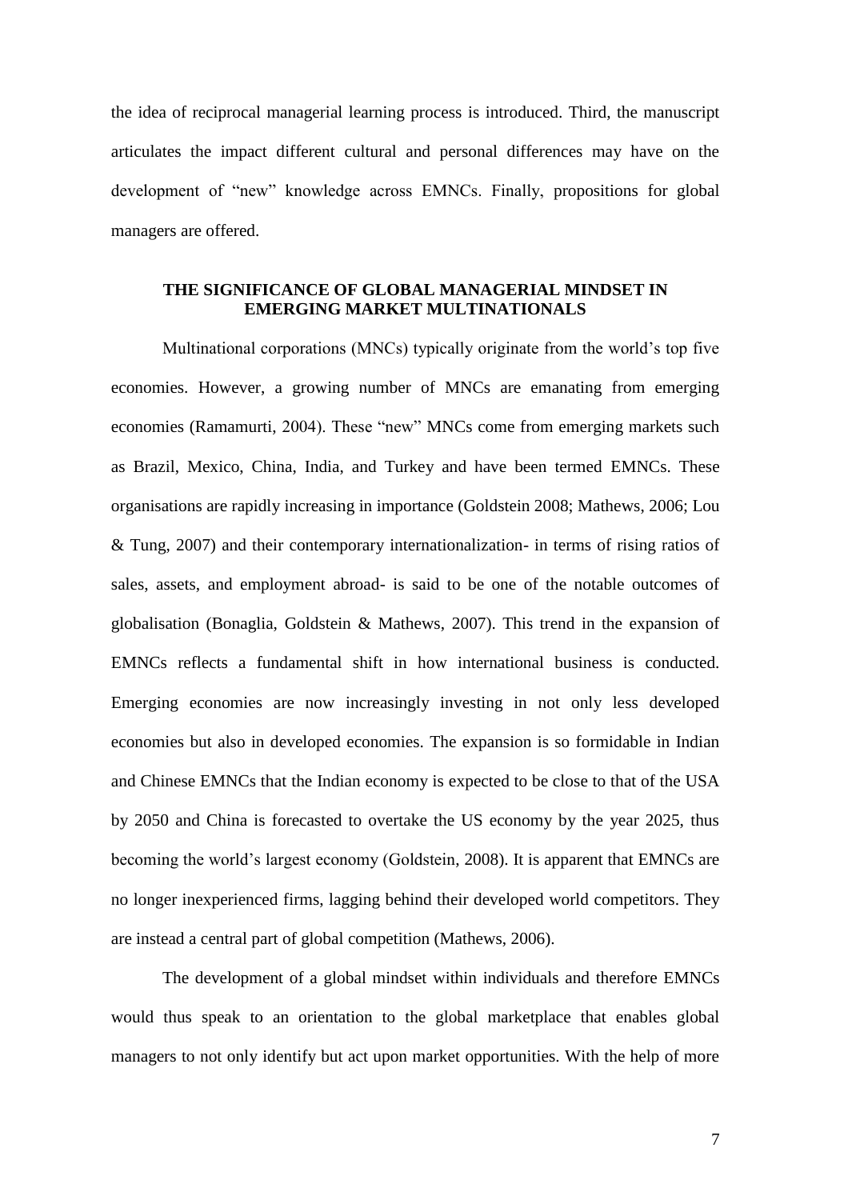the idea of reciprocal managerial learning process is introduced. Third, the manuscript articulates the impact different cultural and personal differences may have on the development of "new" knowledge across EMNCs. Finally, propositions for global managers are offered.

## THE SIGNIFICANCE OF GLOBAL MANAGERIAL MINDSET IN EMERGING MARKET MULTINATIONALS

Multinational corporations (MNCs) typically originate from the world's top five economies. However, a growing number of MNCs are emanating from emerging economies (Ramamurti, 2004). These "new" MNCs come from emerging markets such as Brazil, Mexico, China, India, and Turkey and have been termed EMNCs. These organisations are rapidly increasing in importance (Goldstein 2008; Mathews, 2006; Lou & Tung, 2007) and their contemporary internationalization- in terms of rising ratios of sales, assets, and employment abroad- is said to be one of the notable outcomes of globalisation (Bonaglia, Goldstein & Mathews, 2007). This trend in the expansion of EMNCs reflects a fundamental shift in how international business is conducted. Emerging economies are now increasingly investing in not only less developed economies but also in developed economies. The expansion is so formidable in Indian and Chinese EMNCs that the Indian economy is expected to be close to that of the USA by 2050 and China is forecasted to overtake the US economy by the year 2025, thus becoming the world's largest economy (Goldstein, 2008). It is apparent that EMNCs are no longer inexperienced firms, lagging behind their developed world competitors. They are instead a central part of global competition (Mathews, 2006).

The development of a global mindset within individuals and therefore EMNCs would thus speak to an orientation to the global marketplace that enables global managers to not only identify but act upon market opportunities. With the help of more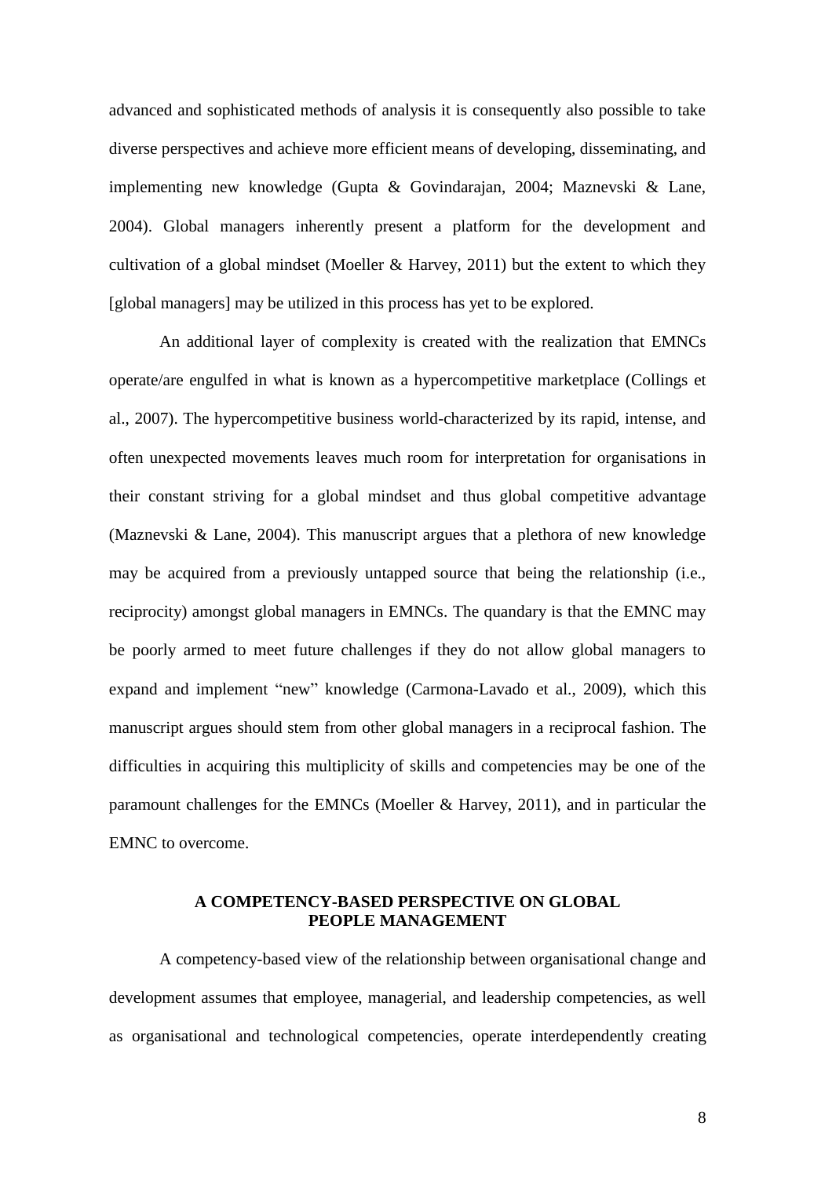advanced and sophisticated methods of analysis it is consequently also possible to take diverse perspectives and achieve more efficient means of developing, disseminating, and implementing new knowledge (Gupta & Govindarajan, 2004; Maznevski & Lane, 2004). Global managers inherently present a platform for the development and cultivation of a global mindset (Moeller & Harvey, 2011) but the extent to which they [global managers] may be utilized in this process has yet to be explored.

An additional layer of complexity is created with the realization that EMNCs operate/are engulfed in what is known as a hypercompetitive marketplace (Collings et al., 2007). The hypercompetitive business world-characterized by its rapid, intense, and often unexpected movements leaves much room for interpretation for organisations in their constant striving for a global mindset and thus global competitive advantage (Maznevski & Lane, 2004). This manuscript argues that a plethora of new knowledge may be acquired from a previously untapped source that being the relationship (i.e., reciprocity) amongst global managers in EMNCs. The quandary is that the EMNC may be poorly armed to meet future challenges if they do not allow global managers to expand and implement "new" knowledge (Carmona-Lavado et al., 2009), which this manuscript argues should stem from other global managers in a reciprocal fashion. The difficulties in acquiring this multiplicity of skills and competencies may be one of the paramount challenges for the EMNCs (Moeller & Harvey, 2011), and in particular the EMNC to overcome.

## A COMPETENCY-BASED PERSPECTIVE ON GLOBAL PEOPLE MANAGEMENT

A competency-based view of the relationship between organisational change and development assumes that employee, managerial, and leadership competencies, as well as organisational and technological competencies, operate interdependently creating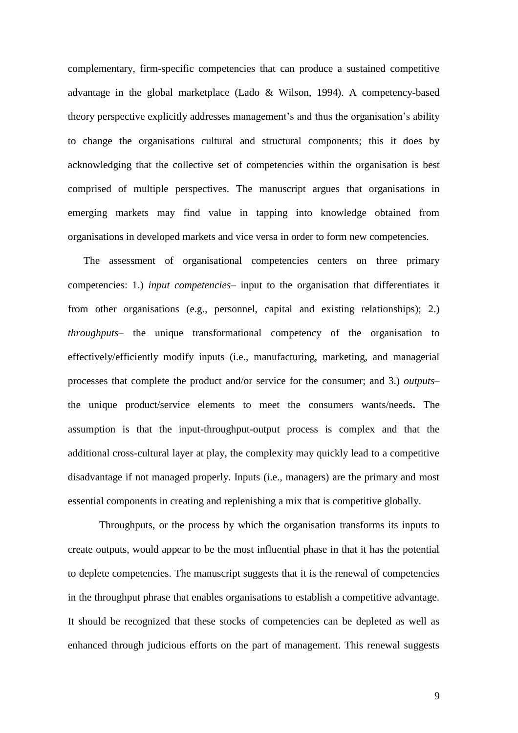complementary, firm-specific competencies that can produce a sustained competitive advantage in the global marketplace (Lado & Wilson, 1994). A competency-based theory perspective explicitly addresses management's and thus the organisation's ability to change the organisations cultural and structural components; this it does by acknowledging that the collective set of competencies within the organisation is best comprised of multiple perspectives. The manuscript argues that organisations in emerging markets may find value in tapping into knowledge obtained from organisations in developed markets and vice versa in order to form new competencies.

The assessment of organisational competencies centers on three primary competencies: 1.) *input competencies*– input to the organisation that differentiates it from other organisations (e.g., personnel, capital and existing relationships); 2.) *throughputs*– the unique transformational competency of the organisation to effectively/efficiently modify inputs (i.e., manufacturing, marketing, and managerial processes that complete the product and/or service for the consumer; and 3.) *outputs*– the unique product/service elements to meet the consumers wants/needs**.** The assumption is that the input-throughput-output process is complex and that the additional cross-cultural layer at play, the complexity may quickly lead to a competitive disadvantage if not managed properly. Inputs (i.e., managers) are the primary and most essential components in creating and replenishing a mix that is competitive globally.

Throughputs, or the process by which the organisation transforms its inputs to create outputs, would appear to be the most influential phase in that it has the potential to deplete competencies. The manuscript suggests that it is the renewal of competencies in the throughput phrase that enables organisations to establish a competitive advantage. It should be recognized that these stocks of competencies can be depleted as well as enhanced through judicious efforts on the part of management. This renewal suggests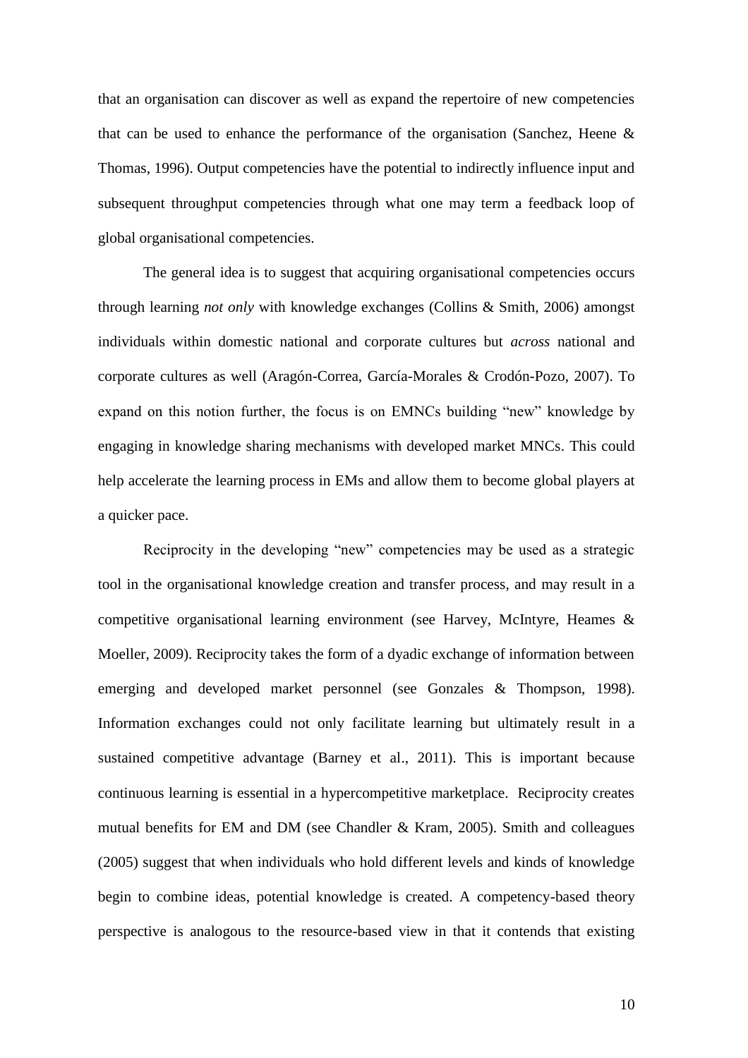that an organisation can discover as well as expand the repertoire of new competencies that can be used to enhance the performance of the organisation (Sanchez, Heene & Thomas, 1996). Output competencies have the potential to indirectly influence input and subsequent throughput competencies through what one may term a feedback loop of global organisational competencies.

The general idea is to suggest that acquiring organisational competencies occurs through learning *not only* with knowledge exchanges (Collins & Smith, 2006) amongst individuals within domestic national and corporate cultures but *across* national and corporate cultures as well (Aragón-Correa, García-Morales & Crodón-Pozo, 2007). To expand on this notion further, the focus is on EMNCs building "new" knowledge by engaging in knowledge sharing mechanisms with developed market MNCs. This could help accelerate the learning process in EMs and allow them to become global players at a quicker pace.

Reciprocity in the developing "new" competencies may be used as a strategic tool in the organisational knowledge creation and transfer process, and may result in a competitive organisational learning environment (see Harvey, McIntyre, Heames & Moeller, 2009). Reciprocity takes the form of a dyadic exchange of information between emerging and developed market personnel (see Gonzales & Thompson, 1998). Information exchanges could not only facilitate learning but ultimately result in a sustained competitive advantage (Barney et al., 2011). This is important because continuous learning is essential in a hypercompetitive marketplace. Reciprocity creates mutual benefits for EM and DM (see Chandler & Kram, 2005). Smith and colleagues (2005) suggest that when individuals who hold different levels and kinds of knowledge begin to combine ideas, potential knowledge is created. A competency-based theory perspective is analogous to the resource-based view in that it contends that existing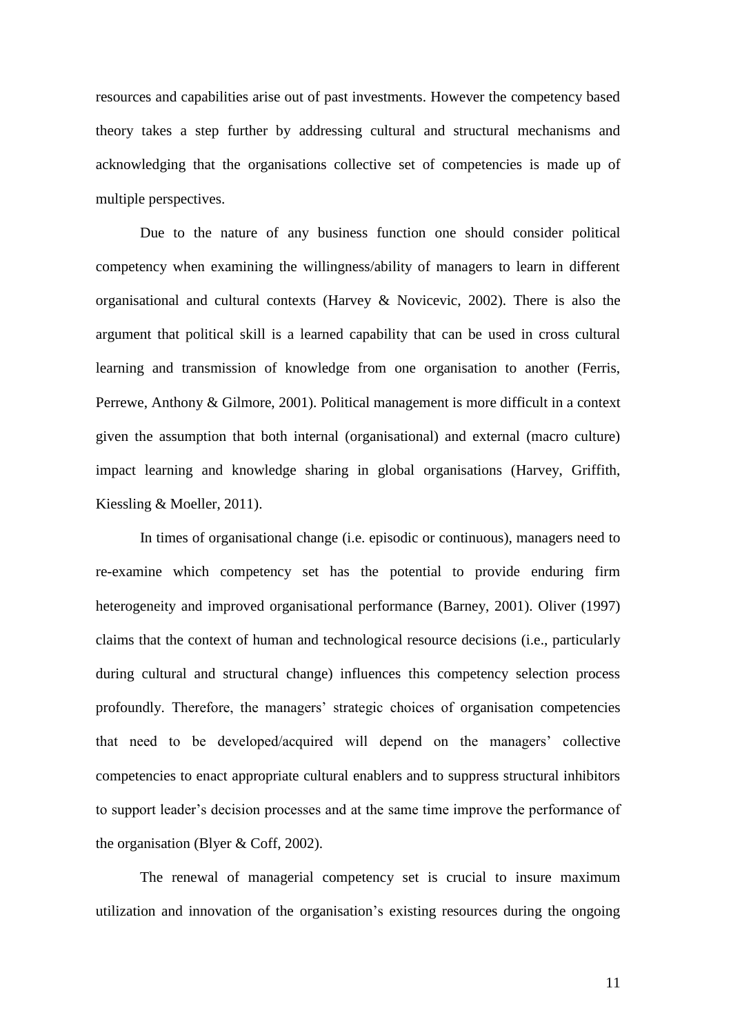resources and capabilities arise out of past investments. However the competency based theory takes a step further by addressing cultural and structural mechanisms and acknowledging that the organisations collective set of competencies is made up of multiple perspectives.

Due to the nature of any business function one should consider political competency when examining the willingness/ability of managers to learn in different organisational and cultural contexts (Harvey & Novicevic, 2002). There is also the argument that political skill is a learned capability that can be used in cross cultural learning and transmission of knowledge from one organisation to another (Ferris, Perrewe, Anthony & Gilmore, 2001). Political management is more difficult in a context given the assumption that both internal (organisational) and external (macro culture) impact learning and knowledge sharing in global organisations (Harvey, Griffith, Kiessling & Moeller, 2011).

In times of organisational change (i.e. episodic or continuous), managers need to re-examine which competency set has the potential to provide enduring firm heterogeneity and improved organisational performance (Barney, 2001). Oliver (1997) claims that the context of human and technological resource decisions (i.e., particularly during cultural and structural change) influences this competency selection process profoundly. Therefore, the managers' strategic choices of organisation competencies that need to be developed/acquired will depend on the managers' collective competencies to enact appropriate cultural enablers and to suppress structural inhibitors to support leader's decision processes and at the same time improve the performance of the organisation (Blyer & Coff, 2002).

The renewal of managerial competency set is crucial to insure maximum utilization and innovation of the organisation's existing resources during the ongoing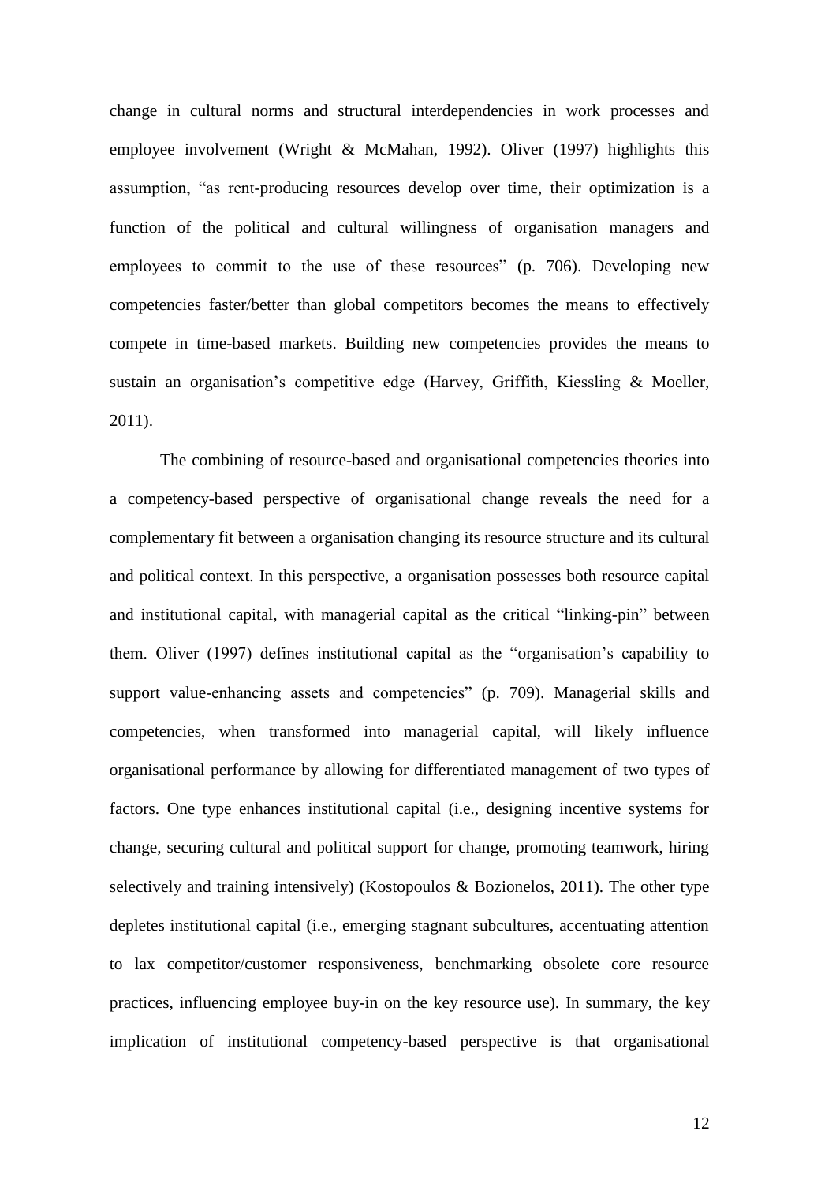change in cultural norms and structural interdependencies in work processes and employee involvement (Wright & McMahan, 1992). Oliver (1997) highlights this assumption, "as rent-producing resources develop over time, their optimization is a function of the political and cultural willingness of organisation managers and employees to commit to the use of these resources" (p. 706). Developing new competencies faster/better than global competitors becomes the means to effectively compete in time-based markets. Building new competencies provides the means to sustain an organisation's competitive edge (Harvey, Griffith, Kiessling & Moeller, 2011).

The combining of resource-based and organisational competencies theories into a competency-based perspective of organisational change reveals the need for a complementary fit between a organisation changing its resource structure and its cultural and political context. In this perspective, a organisation possesses both resource capital and institutional capital, with managerial capital as the critical "linking-pin" between them. Oliver (1997) defines institutional capital as the "organisation's capability to support value-enhancing assets and competencies" (p. 709). Managerial skills and competencies, when transformed into managerial capital, will likely influence organisational performance by allowing for differentiated management of two types of factors. One type enhances institutional capital (i.e., designing incentive systems for change, securing cultural and political support for change, promoting teamwork, hiring selectively and training intensively) (Kostopoulos & Bozionelos, 2011). The other type depletes institutional capital (i.e., emerging stagnant subcultures, accentuating attention to lax competitor/customer responsiveness, benchmarking obsolete core resource practices, influencing employee buy-in on the key resource use). In summary, the key implication of institutional competency-based perspective is that organisational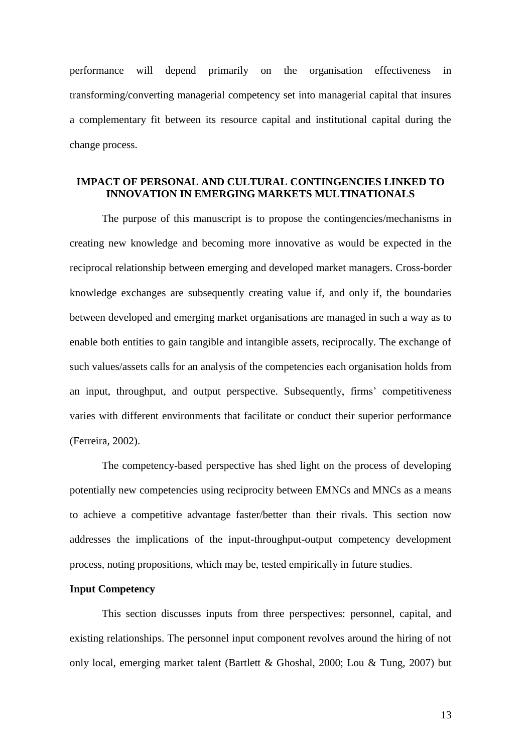performance will depend primarily on the organisation effectiveness in transforming/converting managerial competency set into managerial capital that insures a complementary fit between its resource capital and institutional capital during the change process.

## IMPACT OF PERSONAL AND CULTURAL CONTINGENCIES LINKED TO INNOVATION IN EMERGING MARKETS MULTINATIONALS

The purpose of this manuscript is to propose the contingencies/mechanisms in creating new knowledge and becoming more innovative as would be expected in the reciprocal relationship between emerging and developed market managers. Cross-border knowledge exchanges are subsequently creating value if, and only if, the boundaries between developed and emerging market organisations are managed in such a way as to enable both entities to gain tangible and intangible assets, reciprocally. The exchange of such values/assets calls for an analysis of the competencies each organisation holds from an input, throughput, and output perspective. Subsequently, firms' competitiveness varies with different environments that facilitate or conduct their superior performance (Ferreira, 2002).

The competency-based perspective has shed light on the process of developing potentially new competencies using reciprocity between EMNCs and MNCs as a means to achieve a competitive advantage faster/better than their rivals. This section now addresses the implications of the input-throughput-output competency development process, noting propositions, which may be, tested empirically in future studies.

### Input Competency

This section discusses inputs from three perspectives: personnel, capital, and existing relationships. The personnel input component revolves around the hiring of not only local, emerging market talent (Bartlett & Ghoshal, 2000; Lou & Tung, 2007) but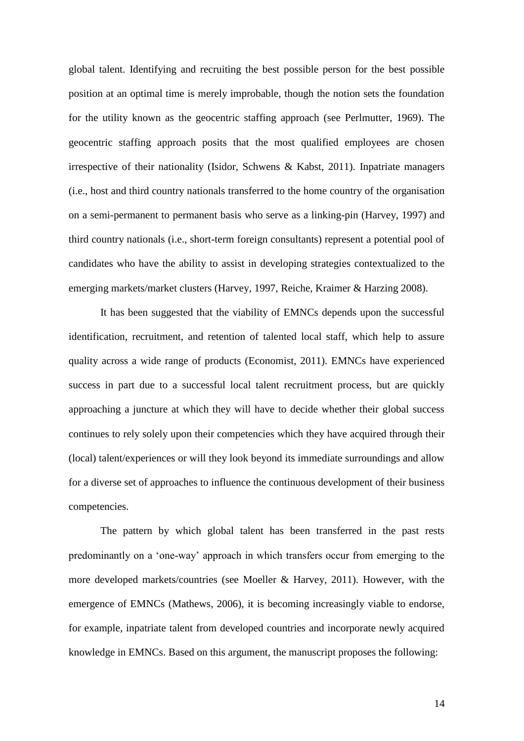global talent. Identifying and recruiting the best possible person for the best possible position at an optimal time is merely improbable, though the notion sets the foundation for the utility known as the geocentric staffing approach (see Perlmutter, 1969). The geocentric staffing approach posits that the most qualified employees are chosen irrespective of their nationality (Isidor, Schwens & Kabst, 2011). Inpatriate managers (i.e., host and third country nationals transferred to the home country of the organisation on a semi-permanent to permanent basis who serve as a linking-pin (Harvey, 1997) and third country nationals (i.e., short-term foreign consultants) represent a potential pool of candidates who have the ability to assist in developing strategies contextualized to the emerging markets/market clusters (Harvey, 1997, Reiche, Kraimer & Harzing 2008).

It has been suggested that the viability of EMNCs depends upon the successful identification, recruitment, and retention of talented local staff, which help to assure quality across a wide range of products (Economist, 2011). EMNCs have experienced success in part due to a successful local talent recruitment process, but are quickly approaching a juncture at which they will have to decide whether their global success continues to rely solely upon their competencies which they have acquired through their (local) talent/experiences or will they look beyond its immediate surroundings and allow for a diverse set of approaches to influence the continuous development of their business competencies.

The pattern by which global talent has been transferred in the past rests predominantly on a 'one-way' approach in which transfers occur from emerging to the more developed markets/countries (see Moeller & Harvey, 2011). However, with the emergence of EMNCs (Mathews, 2006), it is becoming increasingly viable to endorse, for example, inpatriate talent from developed countries and incorporate newly acquired knowledge in EMNCs. Based on this argument, the manuscript proposes the following: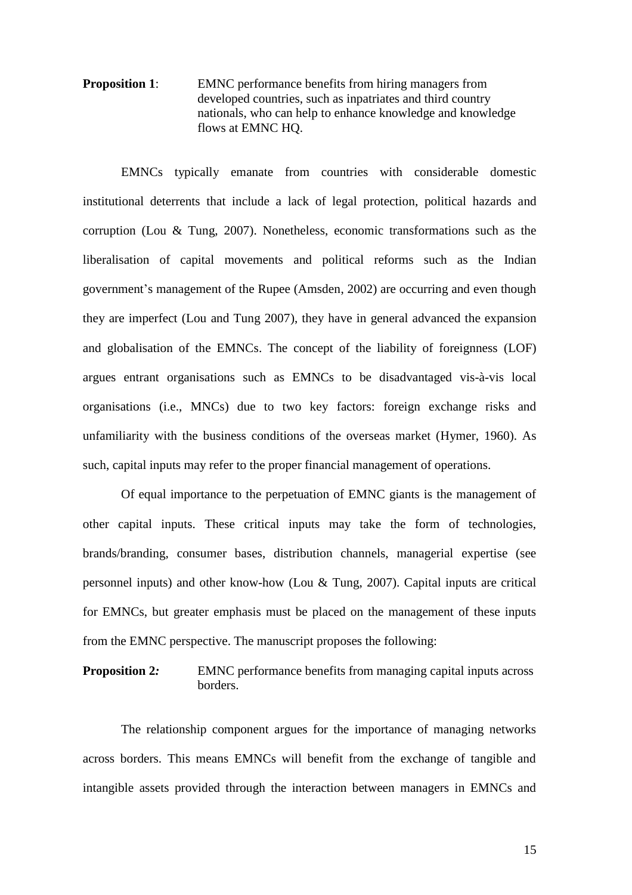**Proposition 1**: EMNC performance benefits from hiring managers from developed countries, such as inpatriates and third country nationals, who can help to enhance knowledge and knowledge flows at EMNC HQ.

EMNCs typically emanate from countries with considerable domestic institutional deterrents that include a lack of legal protection, political hazards and corruption (Lou & Tung, 2007). Nonetheless, economic transformations such as the liberalisation of capital movements and political reforms such as the Indian government's management of the Rupee (Amsden, 2002) are occurring and even though they are imperfect (Lou and Tung 2007), they have in general advanced the expansion and globalisation of the EMNCs. The concept of the liability of foreignness (LOF) argues entrant organisations such as EMNCs to be disadvantaged vis-à-vis local organisations (i.e., MNCs) due to two key factors: foreign exchange risks and unfamiliarity with the business conditions of the overseas market (Hymer, 1960). As such, capital inputs may refer to the proper financial management of operations.

Of equal importance to the perpetuation of EMNC giants is the management of other capital inputs. These critical inputs may take the form of technologies, brands/branding, consumer bases, distribution channels, managerial expertise (see personnel inputs) and other know-how (Lou & Tung, 2007). Capital inputs are critical for EMNCs, but greater emphasis must be placed on the management of these inputs from the EMNC perspective. The manuscript proposes the following:

**Proposition 2*:*** EMNC performance benefits from managing capital inputs across borders.

The relationship component argues for the importance of managing networks across borders. This means EMNCs will benefit from the exchange of tangible and intangible assets provided through the interaction between managers in EMNCs and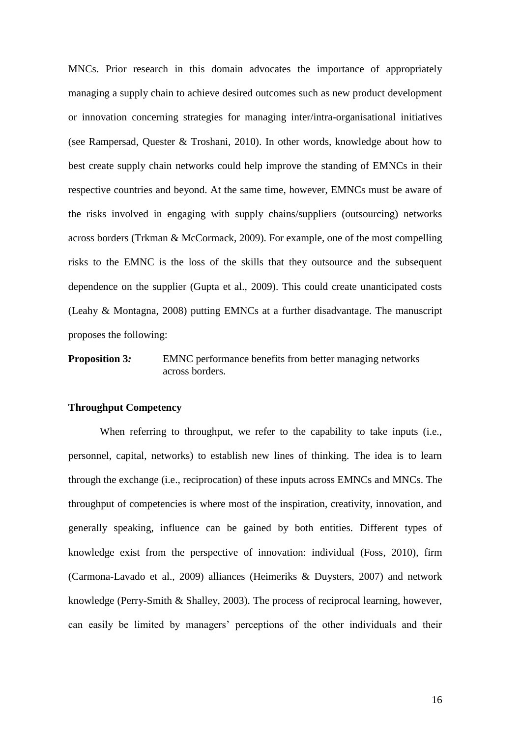MNCs. Prior research in this domain advocates the importance of appropriately managing a supply chain to achieve desired outcomes such as new product development or innovation concerning strategies for managing inter/intra-organisational initiatives (see Rampersad, Quester & Troshani, 2010). In other words, knowledge about how to best create supply chain networks could help improve the standing of EMNCs in their respective countries and beyond. At the same time, however, EMNCs must be aware of the risks involved in engaging with supply chains/suppliers (outsourcing) networks across borders (Trkman & McCormack, 2009). For example, one of the most compelling risks to the EMNC is the loss of the skills that they outsource and the subsequent dependence on the supplier (Gupta et al., 2009). This could create unanticipated costs (Leahy & Montagna, 2008) putting EMNCs at a further disadvantage. The manuscript proposes the following:

**Proposition 3*:*** EMNC performance benefits from better managing networks across borders.

**Throughput Competency**

When referring to throughput, we refer to the capability to take inputs (i.e., personnel, capital, networks) to establish new lines of thinking. The idea is to learn through the exchange (i.e., reciprocation) of these inputs across EMNCs and MNCs. The throughput of competencies is where most of the inspiration, creativity, innovation, and generally speaking, influence can be gained by both entities. Different types of knowledge exist from the perspective of innovation: individual (Foss, 2010), firm (Carmona-Lavado et al., 2009) alliances (Heimeriks & Duysters, 2007) and network knowledge (Perry-Smith & Shalley, 2003). The process of reciprocal learning, however, can easily be limited by managers' perceptions of the other individuals and their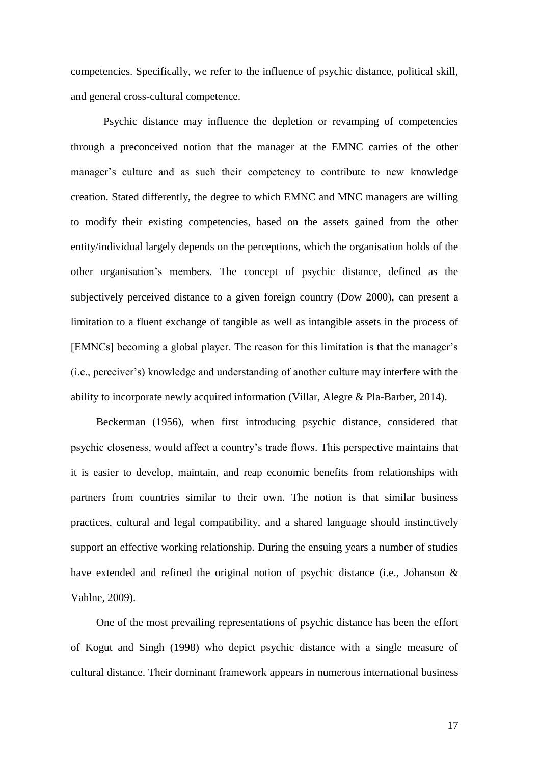competencies. Specifically, we refer to the influence of psychic distance, political skill, and general cross-cultural competence.

Psychic distance may influence the depletion or revamping of competencies through a preconceived notion that the manager at the EMNC carries of the other manager's culture and as such their competency to contribute to new knowledge creation. Stated differently, the degree to which EMNC and MNC managers are willing to modify their existing competencies, based on the assets gained from the other entity/individual largely depends on the perceptions, which the organisation holds of the other organisation's members. The concept of psychic distance, defined as the subjectively perceived distance to a given foreign country (Dow 2000), can present a limitation to a fluent exchange of tangible as well as intangible assets in the process of [EMNCs] becoming a global player. The reason for this limitation is that the manager's (i.e., perceiver's) knowledge and understanding of another culture may interfere with the ability to incorporate newly acquired information (Villar, Alegre & Pla-Barber, 2014).

Beckerman (1956), when first introducing psychic distance, considered that psychic closeness, would affect a country's trade flows. This perspective maintains that it is easier to develop, maintain, and reap economic benefits from relationships with partners from countries similar to their own. The notion is that similar business practices, cultural and legal compatibility, and a shared language should instinctively support an effective working relationship. During the ensuing years a number of studies have extended and refined the original notion of psychic distance (i.e., Johanson & Vahlne, 2009).

One of the most prevailing representations of psychic distance has been the effort of Kogut and Singh (1998) who depict psychic distance with a single measure of cultural distance. Their dominant framework appears in numerous international business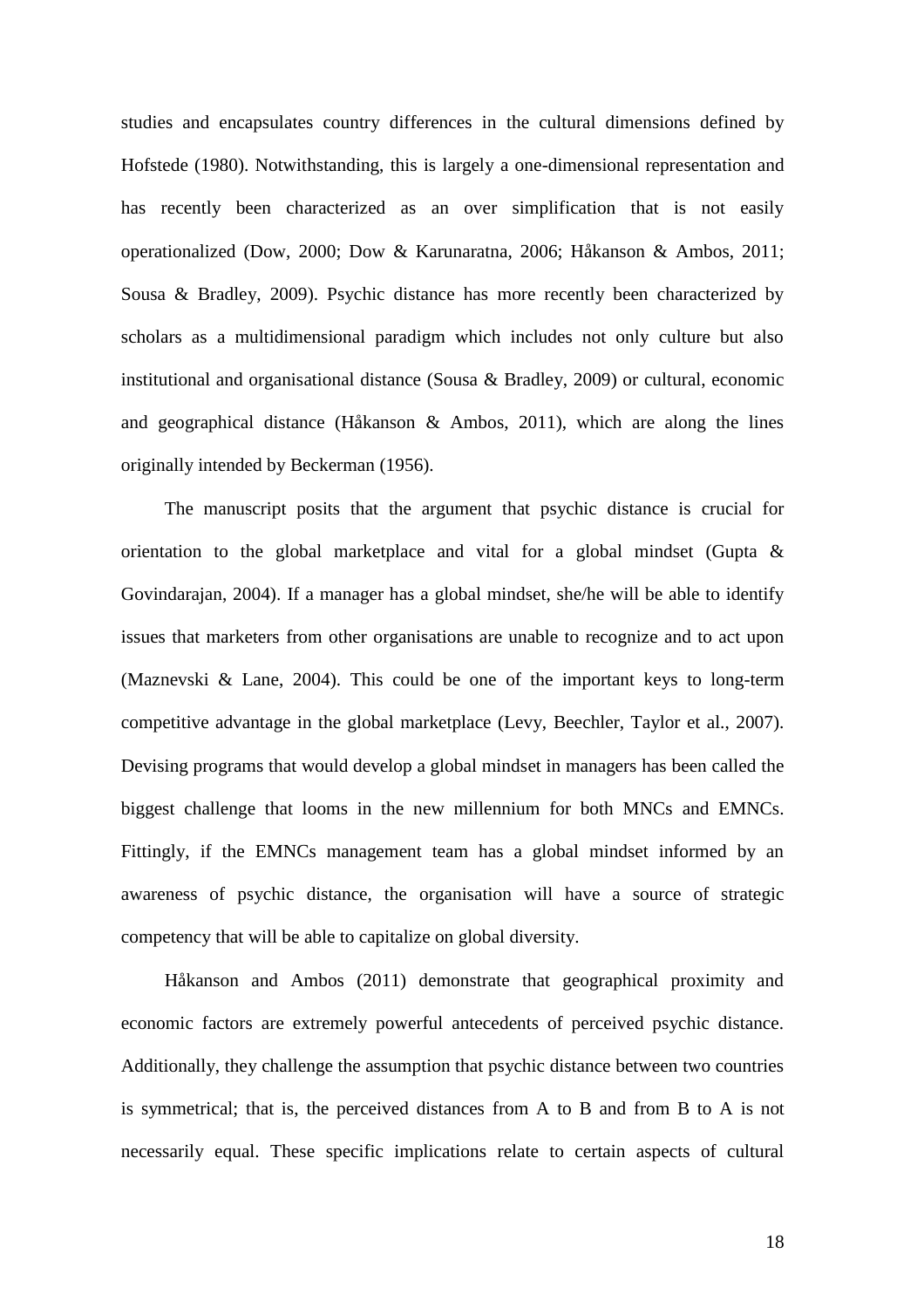studies and encapsulates country differences in the cultural dimensions defined by Hofstede (1980). Notwithstanding, this is largely a one-dimensional representation and has recently been characterized as an over simplification that is not easily operationalized (Dow, 2000; Dow & Karunaratna, 2006; Håkanson & Ambos, 2011; Sousa & Bradley, 2009). Psychic distance has more recently been characterized by scholars as a multidimensional paradigm which includes not only culture but also institutional and organisational distance (Sousa & Bradley, 2009) or cultural, economic and geographical distance (Håkanson & Ambos, 2011), which are along the lines originally intended by Beckerman (1956).

The manuscript posits that the argument that psychic distance is crucial for orientation to the global marketplace and vital for a global mindset (Gupta & Govindarajan, 2004). If a manager has a global mindset, she/he will be able to identify issues that marketers from other organisations are unable to recognize and to act upon (Maznevski & Lane, 2004). This could be one of the important keys to long-term competitive advantage in the global marketplace (Levy, Beechler, Taylor et al., 2007). Devising programs that would develop a global mindset in managers has been called the biggest challenge that looms in the new millennium for both MNCs and EMNCs. Fittingly, if the EMNCs management team has a global mindset informed by an awareness of psychic distance, the organisation will have a source of strategic competency that will be able to capitalize on global diversity.

Håkanson and Ambos (2011) demonstrate that geographical proximity and economic factors are extremely powerful antecedents of perceived psychic distance. Additionally, they challenge the assumption that psychic distance between two countries is symmetrical; that is, the perceived distances from A to B and from B to A is not necessarily equal. These specific implications relate to certain aspects of cultural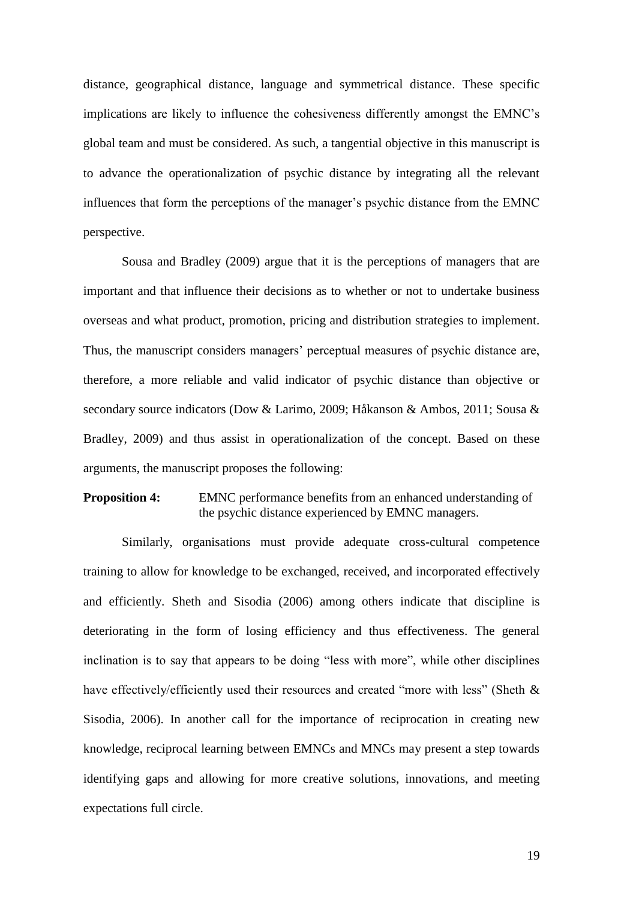distance, geographical distance, language and symmetrical distance. These specific implications are likely to influence the cohesiveness differently amongst the EMNC's global team and must be considered. As such, a tangential objective in this manuscript is to advance the operationalization of psychic distance by integrating all the relevant influences that form the perceptions of the manager's psychic distance from the EMNC perspective.

Sousa and Bradley (2009) argue that it is the perceptions of managers that are important and that influence their decisions as to whether or not to undertake business overseas and what product, promotion, pricing and distribution strategies to implement. Thus, the manuscript considers managers' perceptual measures of psychic distance are, therefore, a more reliable and valid indicator of psychic distance than objective or secondary source indicators (Dow & Larimo, 2009; Håkanson & Ambos, 2011; Sousa & Bradley, 2009) and thus assist in operationalization of the concept. Based on these arguments, the manuscript proposes the following:

**Proposition 4:** EMNC performance benefits from an enhanced understanding of the psychic distance experienced by EMNC managers.

Similarly, organisations must provide adequate cross-cultural competence training to allow for knowledge to be exchanged, received, and incorporated effectively and efficiently. Sheth and Sisodia (2006) among others indicate that discipline is deteriorating in the form of losing efficiency and thus effectiveness. The general inclination is to say that appears to be doing "less with more", while other disciplines have effectively/efficiently used their resources and created "more with less" (Sheth & Sisodia, 2006). In another call for the importance of reciprocation in creating new knowledge, reciprocal learning between EMNCs and MNCs may present a step towards identifying gaps and allowing for more creative solutions, innovations, and meeting expectations full circle.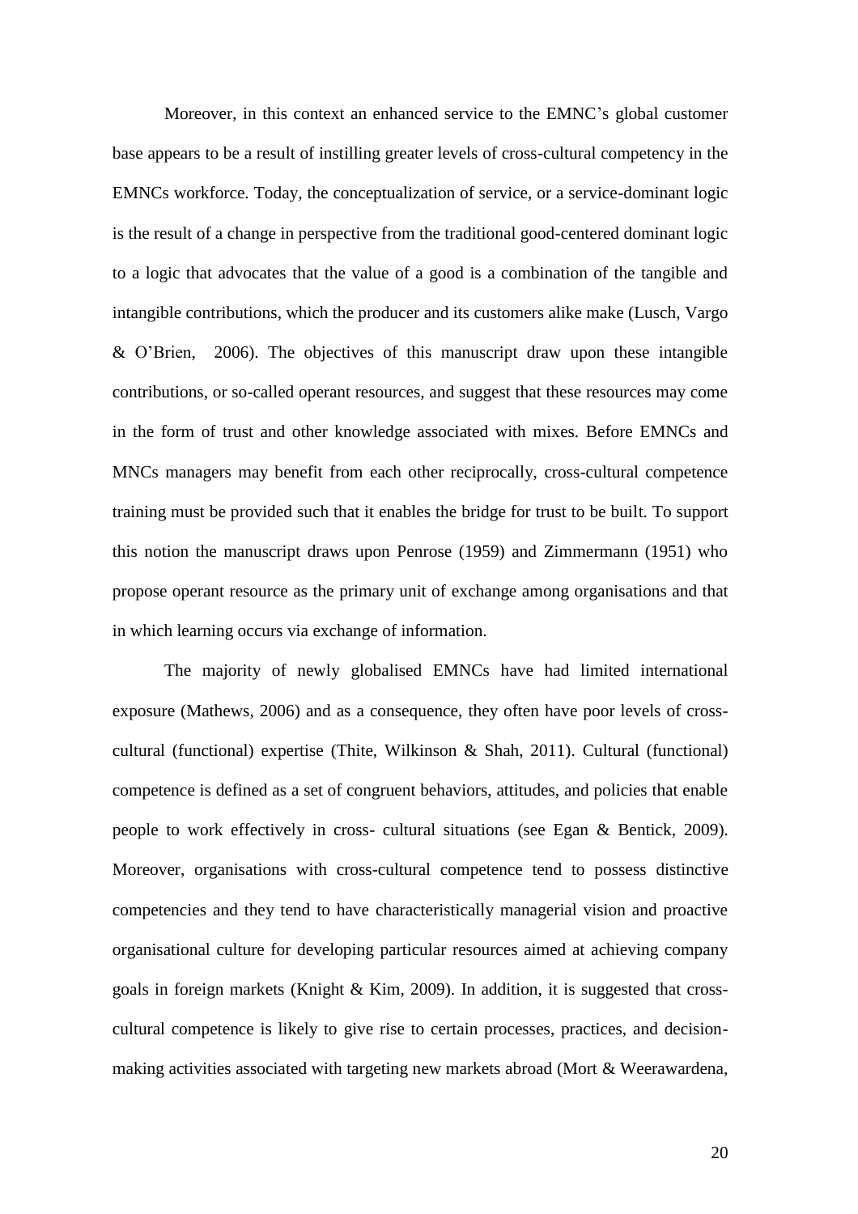Moreover, in this context an enhanced service to the EMNC's global customer base appears to be a result of instilling greater levels of cross-cultural competency in the EMNCs workforce. Today, the conceptualization of service, or a service-dominant logic is the result of a change in perspective from the traditional good-centered dominant logic to a logic that advocates that the value of a good is a combination of the tangible and intangible contributions, which the producer and its customers alike make (Lusch, Vargo & O'Brien, 2006). The objectives of this manuscript draw upon these intangible contributions, or so-called operant resources, and suggest that these resources may come in the form of trust and other knowledge associated with mixes. Before EMNCs and MNCs managers may benefit from each other reciprocally, cross-cultural competence training must be provided such that it enables the bridge for trust to be built. To support this notion the manuscript draws upon Penrose (1959) and Zimmermann (1951) who propose operant resource as the primary unit of exchange among organisations and that in which learning occurs via exchange of information.

The majority of newly globalised EMNCs have had limited international exposure (Mathews, 2006) and as a consequence, they often have poor levels of cross-cultural (functional) expertise (Thite, Wilkinson & Shah, 2011). Cultural (functional) competence is defined as a set of congruent behaviors, attitudes, and policies that enable people to work effectively in cross- cultural situations (see Egan & Bentick, 2009). Moreover, organisations with cross-cultural competence tend to possess distinctive competencies and they tend to have characteristically managerial vision and proactive organisational culture for developing particular resources aimed at achieving company goals in foreign markets (Knight & Kim, 2009). In addition, it is suggested that cross-cultural competence is likely to give rise to certain processes, practices, and decision-making activities associated with targeting new markets abroad (Mort & Weerawardena,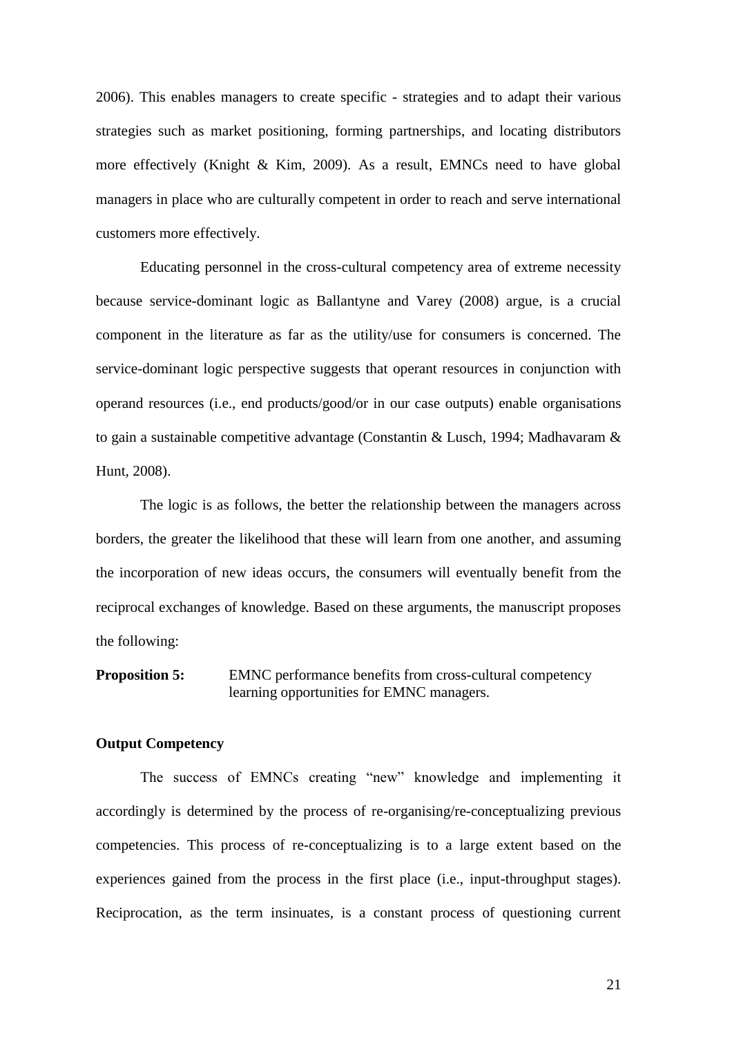2006). This enables managers to create specific - strategies and to adapt their various strategies such as market positioning, forming partnerships, and locating distributors more effectively (Knight & Kim, 2009). As a result, EMNCs need to have global managers in place who are culturally competent in order to reach and serve international customers more effectively.

Educating personnel in the cross-cultural competency area of extreme necessity because service-dominant logic as Ballantyne and Varey (2008) argue, is a crucial component in the literature as far as the utility/use for consumers is concerned. The service-dominant logic perspective suggests that operant resources in conjunction with operand resources (i.e., end products/good/or in our case outputs) enable organisations to gain a sustainable competitive advantage (Constantin & Lusch, 1994; Madhavaram & Hunt, 2008).

The logic is as follows, the better the relationship between the managers across borders, the greater the likelihood that these will learn from one another, and assuming the incorporation of new ideas occurs, the consumers will eventually benefit from the reciprocal exchanges of knowledge. Based on these arguments, the manuscript proposes the following:

**Proposition 5:** EMNC performance benefits from cross-cultural competency learning opportunities for EMNC managers.

**Output Competency**

The success of EMNCs creating "new" knowledge and implementing it accordingly is determined by the process of re-organising/re-conceptualizing previous competencies. This process of re-conceptualizing is to a large extent based on the experiences gained from the process in the first place (i.e., input-throughput stages). Reciprocation, as the term insinuates, is a constant process of questioning current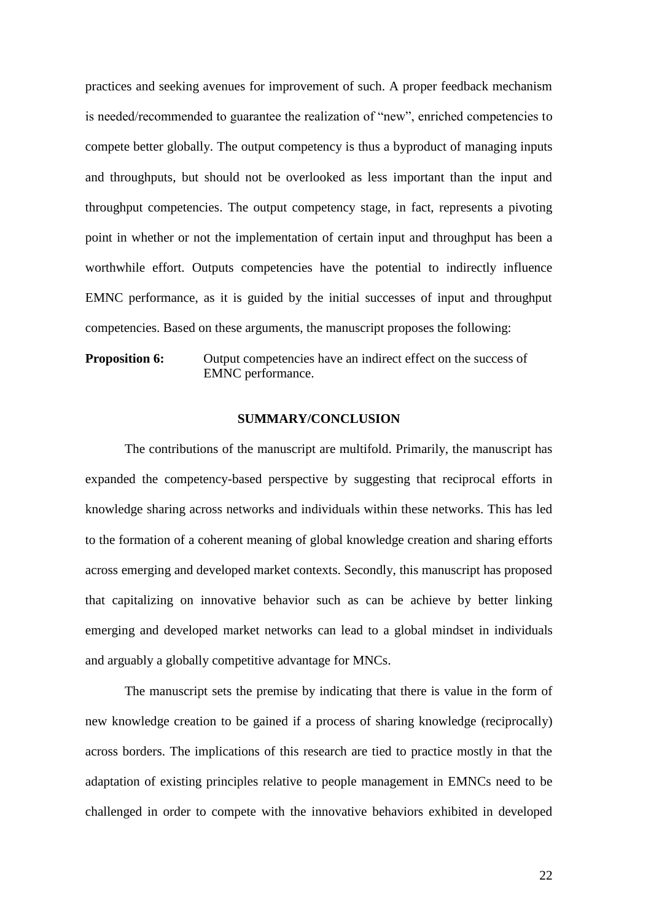practices and seeking avenues for improvement of such. A proper feedback mechanism is needed/recommended to guarantee the realization of "new", enriched competencies to compete better globally. The output competency is thus a byproduct of managing inputs and throughputs, but should not be overlooked as less important than the input and throughput competencies. The output competency stage, in fact, represents a pivoting point in whether or not the implementation of certain input and throughput has been a worthwhile effort. Outputs competencies have the potential to indirectly influence EMNC performance, as it is guided by the initial successes of input and throughput competencies. Based on these arguments, the manuscript proposes the following:

**Proposition 6:** Output competencies have an indirect effect on the success of EMNC performance.

## SUMMARY/CONCLUSION

The contributions of the manuscript are multifold. Primarily, the manuscript has expanded the competency-based perspective by suggesting that reciprocal efforts in knowledge sharing across networks and individuals within these networks. This has led to the formation of a coherent meaning of global knowledge creation and sharing efforts across emerging and developed market contexts. Secondly, this manuscript has proposed that capitalizing on innovative behavior such as can be achieve by better linking emerging and developed market networks can lead to a global mindset in individuals and arguably a globally competitive advantage for MNCs.

The manuscript sets the premise by indicating that there is value in the form of new knowledge creation to be gained if a process of sharing knowledge (reciprocally) across borders. The implications of this research are tied to practice mostly in that the adaptation of existing principles relative to people management in EMNCs need to be challenged in order to compete with the innovative behaviors exhibited in developed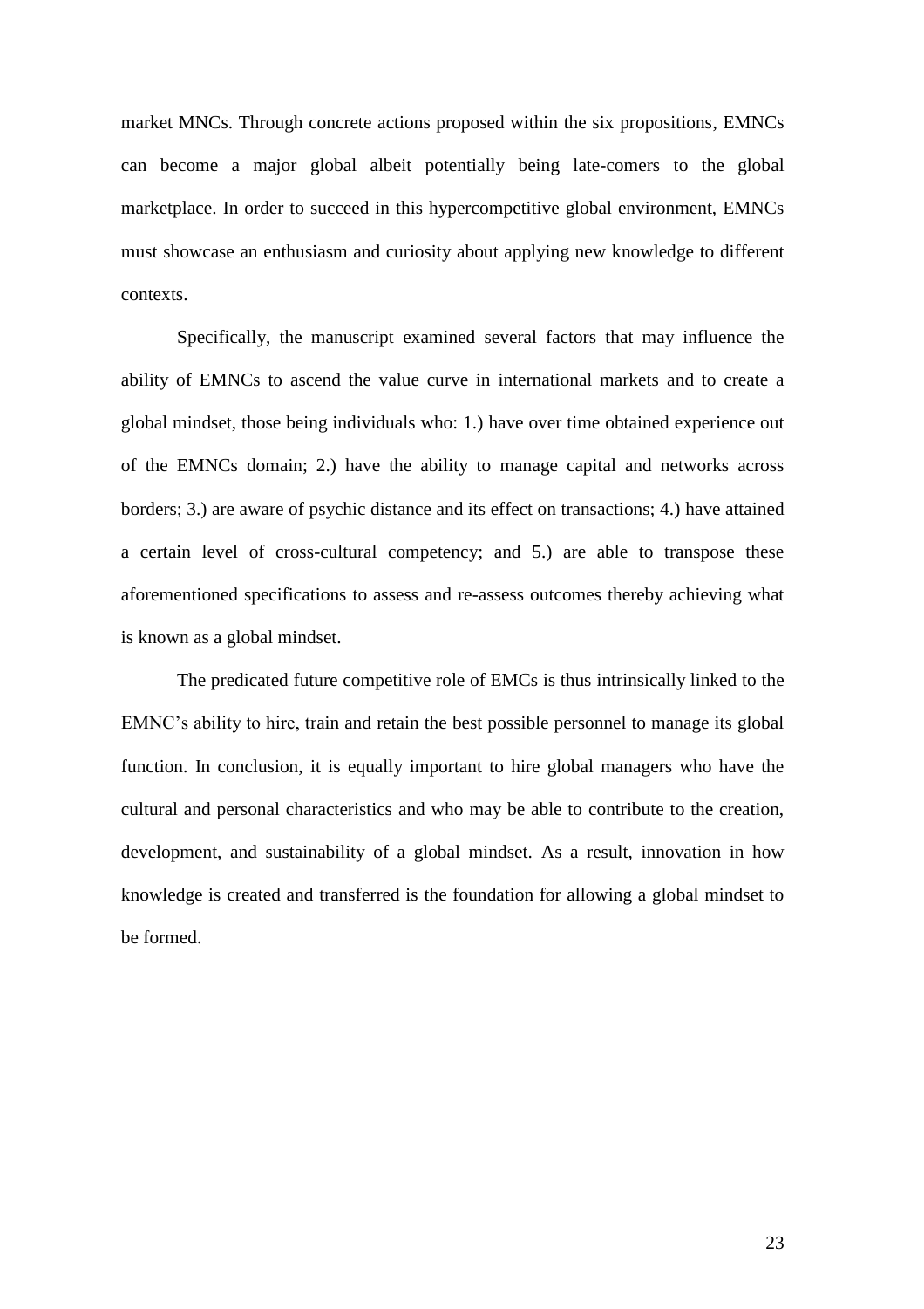market MNCs. Through concrete actions proposed within the six propositions, EMNCs can become a major global albeit potentially being late-comers to the global marketplace. In order to succeed in this hypercompetitive global environment, EMNCs must showcase an enthusiasm and curiosity about applying new knowledge to different contexts.

Specifically, the manuscript examined several factors that may influence the ability of EMNCs to ascend the value curve in international markets and to create a global mindset, those being individuals who: 1.) have over time obtained experience out of the EMNCs domain; 2.) have the ability to manage capital and networks across borders; 3.) are aware of psychic distance and its effect on transactions; 4.) have attained a certain level of cross-cultural competency; and 5.) are able to transpose these aforementioned specifications to assess and re-assess outcomes thereby achieving what is known as a global mindset.

The predicated future competitive role of EMCs is thus intrinsically linked to the EMNC's ability to hire, train and retain the best possible personnel to manage its global function. In conclusion, it is equally important to hire global managers who have the cultural and personal characteristics and who may be able to contribute to the creation, development, and sustainability of a global mindset. As a result, innovation in how knowledge is created and transferred is the foundation for allowing a global mindset to be formed.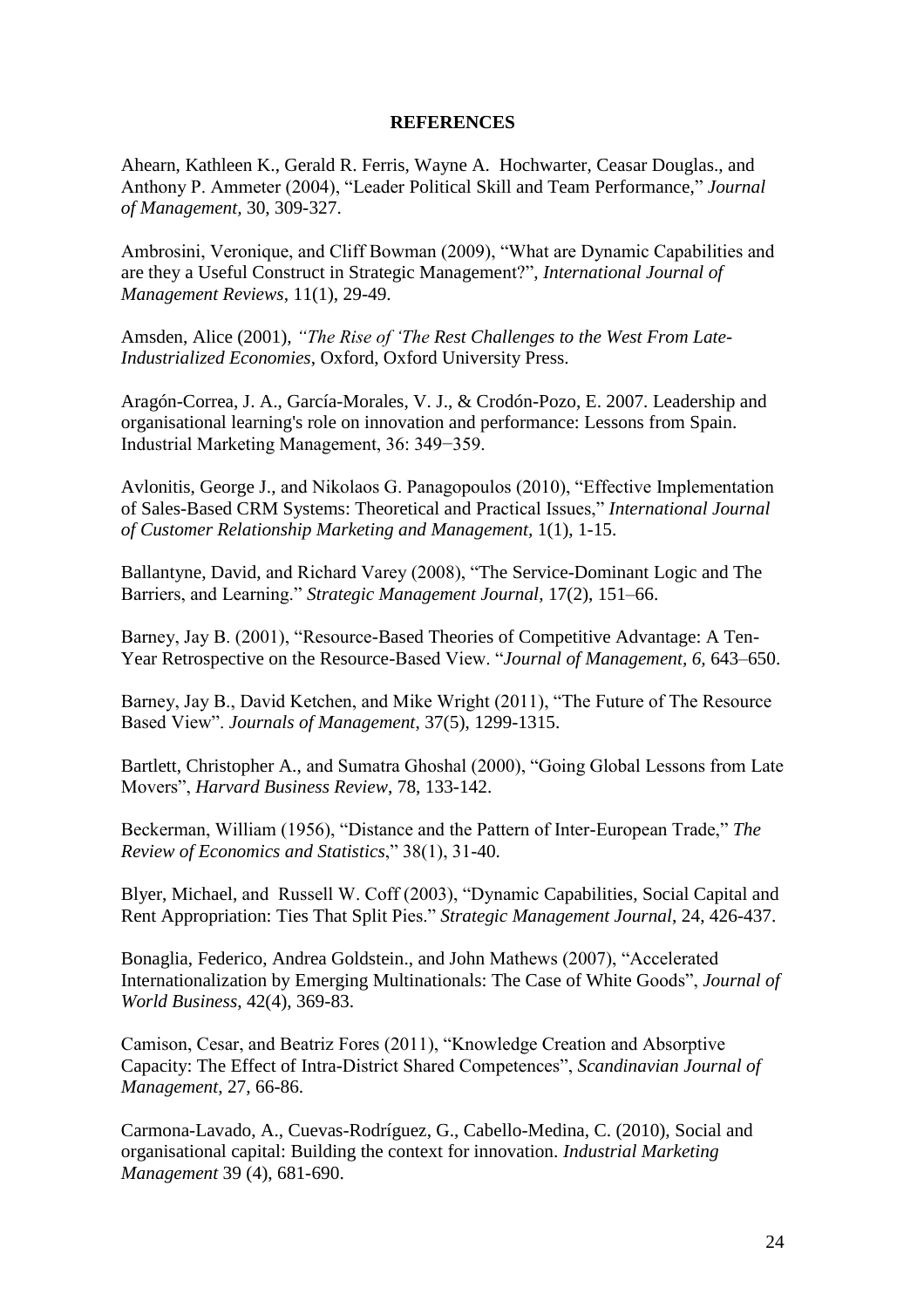**REFERENCES**

Ahearn, Kathleen K., Gerald R. Ferris, Wayne A. Hochwarter, Ceasar Douglas., and Anthony P. Ammeter (2004), "Leader Political Skill and Team Performance," *Journal of Management*, 30, 309-327.

Ambrosini, Veronique, and Cliff Bowman (2009), "What are Dynamic Capabilities and are they a Useful Construct in Strategic Management?", *International Journal of Management Reviews*, 11(1), 29-49.

Amsden, Alice (2001), *"The Rise of 'The Rest Challenges to the West From Late-Industrialized Economies*, Oxford, Oxford University Press.

Aragón-Correa, J. A., García-Morales, V. J., & Crodón-Pozo, E. 2007. Leadership and organisational learning's role on innovation and performance: Lessons from Spain. Industrial Marketing Management, 36: 349−359.

Avlonitis, George J., and Nikolaos G. Panagopoulos (2010), "Effective Implementation of Sales-Based CRM Systems: Theoretical and Practical Issues," *International Journal of Customer Relationship Marketing and Management*, 1(1), 1-15.

Ballantyne, David, and Richard Varey (2008), "The Service-Dominant Logic and The Barriers, and Learning." *Strategic Management Journal*, 17(2), 151–66.

Barney, Jay B. (2001), "Resource-Based Theories of Competitive Advantage: A Ten-Year Retrospective on the Resource-Based View. "*Journal of Management, 6,* 643–650.

Barney, Jay B., David Ketchen, and Mike Wright (2011), "The Future of The Resource Based View". *Journals of Management*, 37(5), 1299-1315.

Bartlett, Christopher A., and Sumatra Ghoshal (2000), "Going Global Lessons from Late Movers", *Harvard Business Review*, 78, 133-142.

Beckerman, William (1956), "Distance and the Pattern of Inter-European Trade," *The Review of Economics and Statistics*," 38(1), 31-40.

Blyer, Michael, and Russell W. Coff (2003), "Dynamic Capabilities, Social Capital and Rent Appropriation: Ties That Split Pies." *Strategic Management Journal*, 24, 426-437.

Bonaglia, Federico, Andrea Goldstein., and John Mathews (2007), "Accelerated Internationalization by Emerging Multinationals: The Case of White Goods", *Journal of World Business*, 42(4), 369-83.

Camison, Cesar, and Beatriz Fores (2011), "Knowledge Creation and Absorptive Capacity: The Effect of Intra-District Shared Competences", *Scandinavian Journal of Management*, 27, 66-86.

Carmona-Lavado, A., Cuevas-Rodríguez, G., Cabello-Medina, C. (2010), Social and organisational capital: Building the context for innovation. *Industrial Marketing Management* 39 (4), 681-690.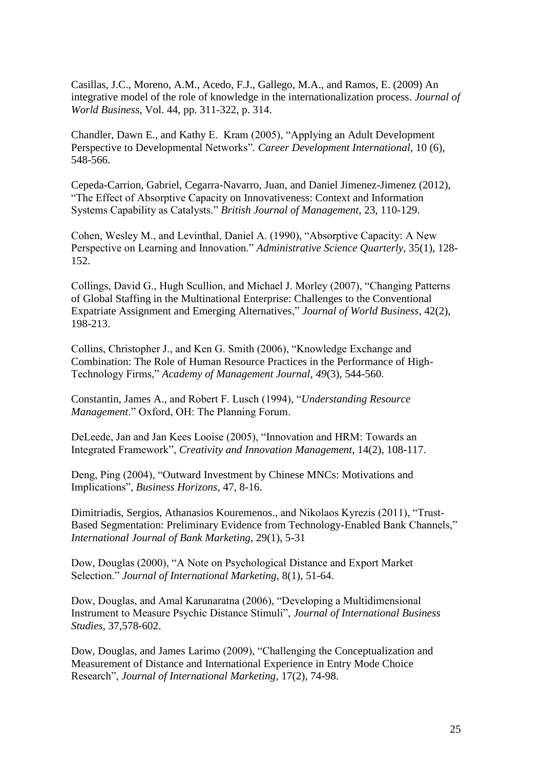Casillas, J.C., Moreno, A.M., Acedo, F.J., Gallego, M.A., and Ramos, E. (2009) An integrative model of the role of knowledge in the internationalization process. *Journal of World Business*, Vol. 44, pp. 311-322, p. 314.

Chandler, Dawn E., and Kathy E. Kram (2005), "Applying an Adult Development Perspective to Developmental Networks". *Career Development International*, 10 (6), 548-566.

Cepeda-Carrion, Gabriel, Cegarra-Navarro, Juan, and Daniel Jimenez-Jimenez (2012), "The Effect of Absorptive Capacity on Innovativeness: Context and Information Systems Capability as Catalysts." *British Journal of Management*, 23, 110-129.

Cohen, Wesley M., and Levinthal, Daniel A. (1990), "Absorptive Capacity: A New Perspective on Learning and Innovation." *Administrative Science Quarterly*, 35(1), 128-152.

Collings, David G., Hugh Scullion, and Michael J. Morley (2007), "Changing Patterns of Global Staffing in the Multinational Enterprise: Challenges to the Conventional Expatriate Assignment and Emerging Alternatives," *Journal of World Business*, 42(2), 198-213.

Collins, Christopher J., and Ken G. Smith (2006), "Knowledge Exchange and Combination: The Role of Human Resource Practices in the Performance of High-Technology Firms," *Academy of Management Journal*, *49*(3), 544-560.

Constantin, James A., and Robert F. Lusch (1994), "*Understanding Resource Management*." Oxford, OH: The Planning Forum.

DeLeede, Jan and Jan Kees Looise (2005), "Innovation and HRM: Towards an Integrated Framework", *Creativity and Innovation Management*, 14(2), 108-117.

Deng, Ping (2004), "Outward Investment by Chinese MNCs: Motivations and Implications", *Business Horizons*, 47, 8-16.

Dimitriadis, Sergios, Athanasios Kouremenos., and Nikolaos Kyrezis (2011), "Trust-Based Segmentation: Preliminary Evidence from Technology-Enabled Bank Channels," *International Journal of Bank Marketing*, 29(1), 5-31

Dow, Douglas (2000), "A Note on Psychological Distance and Export Market Selection." *Journal of International Marketing*, 8(1), 51-64.

Dow, Douglas, and Amal Karunaratna (2006), "Developing a Multidimensional Instrument to Measure Psychic Distance Stimuli", *Journal of International Business Studies*, 37,578-602.

Dow, Douglas, and James Larimo (2009), "Challenging the Conceptualization and Measurement of Distance and International Experience in Entry Mode Choice Research", *Journal of International Marketing*, 17(2), 74-98.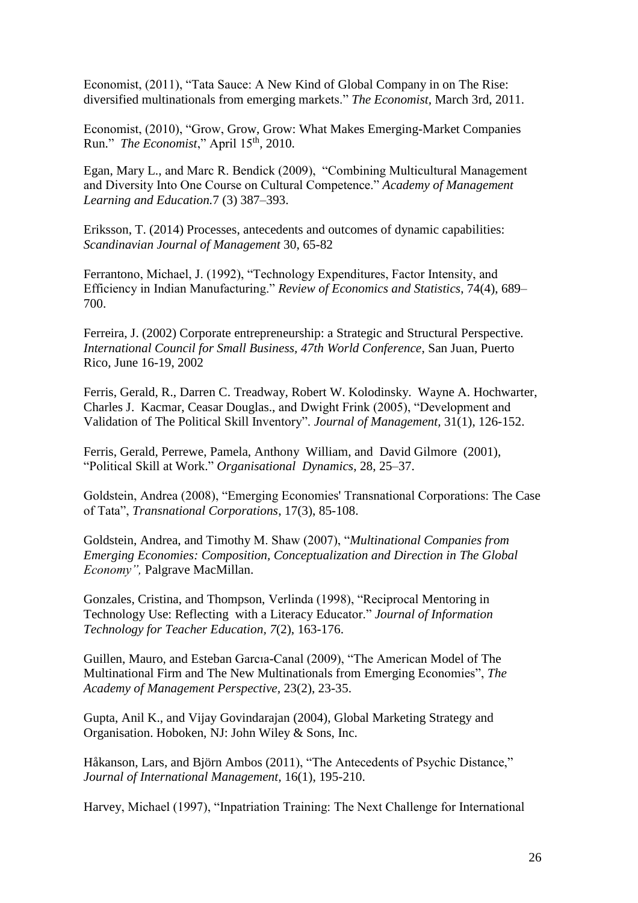Economist, (2011), "Tata Sauce: A New Kind of Global Company in on The Rise: diversified multinationals from emerging markets." *The Economist*, March 3rd, 2011.

Economist, (2010), "Grow, Grow, Grow: What Makes Emerging-Market Companies Run." *The Economist*," April 15th, 2010.

Egan, Mary L., and Marc R. Bendick (2009), "Combining Multicultural Management and Diversity Into One Course on Cultural Competence." *Academy of Management Learning and Education.*7 (3) 387–393.

Eriksson, T. (2014) Processes, antecedents and outcomes of dynamic capabilities: *Scandinavian Journal of Management* 30, 65-82

Ferrantono, Michael, J. (1992), "Technology Expenditures, Factor Intensity, and Efficiency in Indian Manufacturing." *Review of Economics and Statistics*, 74(4), 689–700.

Ferreira, J. (2002) Corporate entrepreneurship: a Strategic and Structural Perspective. *International Council for Small Business, 47th World Conference*, San Juan, Puerto Rico, June 16-19, 2002

Ferris, Gerald, R., Darren C. Treadway, Robert W. Kolodinsky. Wayne A. Hochwarter, Charles J. Kacmar, Ceasar Douglas., and Dwight Frink (2005), "Development and Validation of The Political Skill Inventory". *Journal of Management*, 31(1), 126-152.

Ferris, Gerald, Perrewe, Pamela, Anthony William, and David Gilmore (2001), "Political Skill at Work." *Organisational Dynamics*, 28, 25–37.

Goldstein, Andrea (2008), "Emerging Economies' Transnational Corporations: The Case of Tata", *Transnational Corporations*, 17(3), 85-108.

Goldstein, Andrea, and Timothy M. Shaw (2007), "*Multinational Companies from Emerging Economies: Composition, Conceptualization and Direction in The Global Economy",* Palgrave MacMillan.

Gonzales, Cristina, and Thompson, Verlinda (1998), "Reciprocal Mentoring in Technology Use: Reflecting with a Literacy Educator." *Journal of Information Technology for Teacher Education, 7*(2), 163-176.

Guillen, Mauro, and Esteban Garcıa-Canal (2009), "The American Model of The Multinational Firm and The New Multinationals from Emerging Economies", *The Academy of Management Perspective*, 23(2), 23-35.

Gupta, Anil K., and Vijay Govindarajan (2004), Global Marketing Strategy and Organisation. Hoboken, NJ: John Wiley & Sons, Inc.

Håkanson, Lars, and Björn Ambos (2011), "The Antecedents of Psychic Distance," *Journal of International Management,* 16(1), 195-210.

Harvey, Michael (1997), "Inpatriation Training: The Next Challenge for International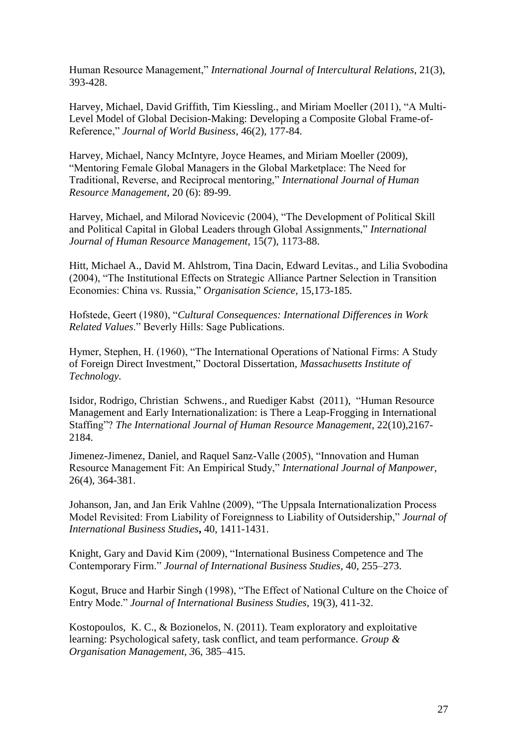Human Resource Management," *International Journal of Intercultural Relations,* 21(3), 393-428.

Harvey, Michael, David Griffith, Tim Kiessling., and Miriam Moeller (2011), "A Multi-Level Model of Global Decision-Making: Developing a Composite Global Frame-of-Reference," *Journal of World Business,* 46(2), 177-84.

Harvey, Michael, Nancy McIntyre, Joyce Heames, and Miriam Moeller (2009), "Mentoring Female Global Managers in the Global Marketplace: The Need for Traditional, Reverse, and Reciprocal mentoring," *International Journal of Human Resource Management,* 20 (6): 89-99.

Harvey, Michael, and Milorad Novicevic (2004), "The Development of Political Skill and Political Capital in Global Leaders through Global Assignments," *International Journal of Human Resource Management,* 15(7), 1173-88.

Hitt, Michael A., David M. Ahlstrom, Tina Dacin, Edward Levitas., and Lilia Svobodina (2004), "The Institutional Effects on Strategic Alliance Partner Selection in Transition Economies: China vs. Russia," *Organisation Science,* 15,173-185.

Hofstede, Geert (1980), "*Cultural Consequences: International Differences in Work Related Values*." Beverly Hills: Sage Publications.

Hymer, Stephen, H. (1960), "The International Operations of National Firms: A Study of Foreign Direct Investment," Doctoral Dissertation, *Massachusetts Institute of Technology.*

Isidor, Rodrigo, Christian Schwens., and Ruediger Kabst (2011), "Human Resource Management and Early Internationalization: is There a Leap-Frogging in International Staffing"? *The International Journal of Human Resource Management*, 22(10),2167-2184.

Jimenez-Jimenez, Daniel, and Raquel Sanz-Valle (2005), "Innovation and Human Resource Management Fit: An Empirical Study," *International Journal of Manpower*, 26(4), 364-381.

Johanson, Jan, and Jan Erik Vahlne (2009), "The Uppsala Internationalization Process Model Revisited: From Liability of Foreignness to Liability of Outsidership," *Journal of International Business Studies***,** 40, 1411-1431.

Knight, Gary and David Kim (2009), "International Business Competence and The Contemporary Firm." *Journal of International Business Studies,* 40, 255–273.

Kogut, Bruce and Harbir Singh (1998), "The Effect of National Culture on the Choice of Entry Mode." *Journal of International Business Studies*, 19(3), 411-32.

Kostopoulos, K. C., & Bozionelos, N. (2011). Team exploratory and exploitative learning: Psychological safety, task conflict, and team performance. *Group & Organisation Management, 3*6, 385–415.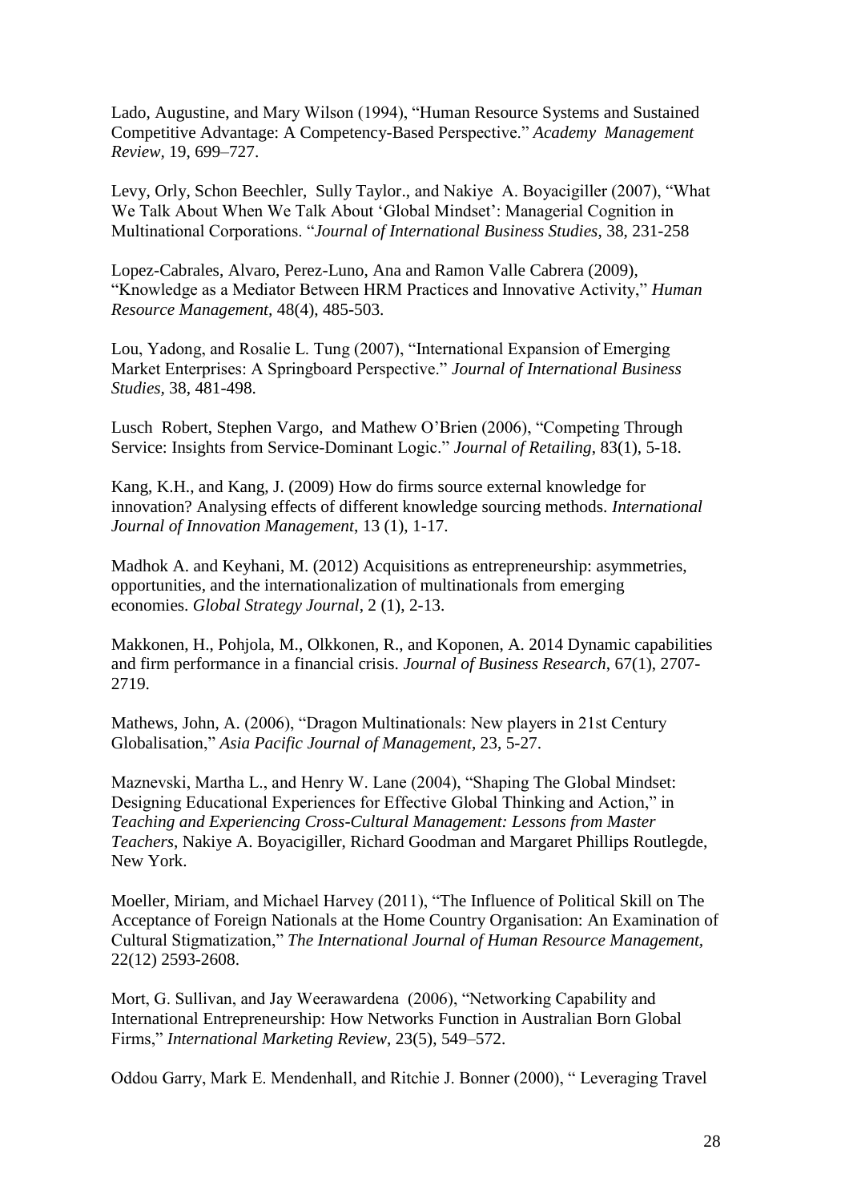Lado, Augustine, and Mary Wilson (1994), "Human Resource Systems and Sustained Competitive Advantage: A Competency-Based Perspective." *Academy Management Review*, 19, 699–727.

Levy, Orly, Schon Beechler, Sully Taylor., and Nakiye A. Boyacigiller (2007), "What We Talk About When We Talk About 'Global Mindset': Managerial Cognition in Multinational Corporations. "*Journal of International Business Studies*, 38, 231-258

Lopez-Cabrales, Alvaro, Perez-Luno, Ana and Ramon Valle Cabrera (2009), "Knowledge as a Mediator Between HRM Practices and Innovative Activity," *Human Resource Management*, 48(4), 485-503.

Lou, Yadong, and Rosalie L. Tung (2007), "International Expansion of Emerging Market Enterprises: A Springboard Perspective." *Journal of International Business Studies*, 38, 481-498.

Lusch Robert, Stephen Vargo, and Mathew O'Brien (2006), "Competing Through Service: Insights from Service-Dominant Logic." *Journal of Retailing*, 83(1), 5-18.

Kang, K.H., and Kang, J. (2009) How do firms source external knowledge for innovation? Analysing effects of different knowledge sourcing methods. *International Journal of Innovation Management*, 13 (1), 1-17.

Madhok A. and Keyhani, M. (2012) Acquisitions as entrepreneurship: asymmetries, opportunities, and the internationalization of multinationals from emerging economies. *Global Strategy Journal*, 2 (1), 2-13.

Makkonen, H., Pohjola, M., Olkkonen, R., and Koponen, A. 2014 Dynamic capabilities and firm performance in a financial crisis. *Journal of Business Research*, 67(1), 2707-2719.

Mathews, John, A. (2006), "Dragon Multinationals: New players in 21st Century Globalisation," *Asia Pacific Journal of Management*, 23, 5-27.

Maznevski, Martha L., and Henry W. Lane (2004), "Shaping The Global Mindset: Designing Educational Experiences for Effective Global Thinking and Action," in *Teaching and Experiencing Cross-Cultural Management: Lessons from Master Teachers*, Nakiye A. Boyacigiller, Richard Goodman and Margaret Phillips Routlegde, New York.

Moeller, Miriam, and Michael Harvey (2011), "The Influence of Political Skill on The Acceptance of Foreign Nationals at the Home Country Organisation: An Examination of Cultural Stigmatization," *The International Journal of Human Resource Management*, 22(12) 2593-2608.

Mort, G. Sullivan, and Jay Weerawardena (2006), "Networking Capability and International Entrepreneurship: How Networks Function in Australian Born Global Firms," *International Marketing Review*, 23(5), 549–572.

Oddou Garry, Mark E. Mendenhall, and Ritchie J. Bonner (2000), " Leveraging Travel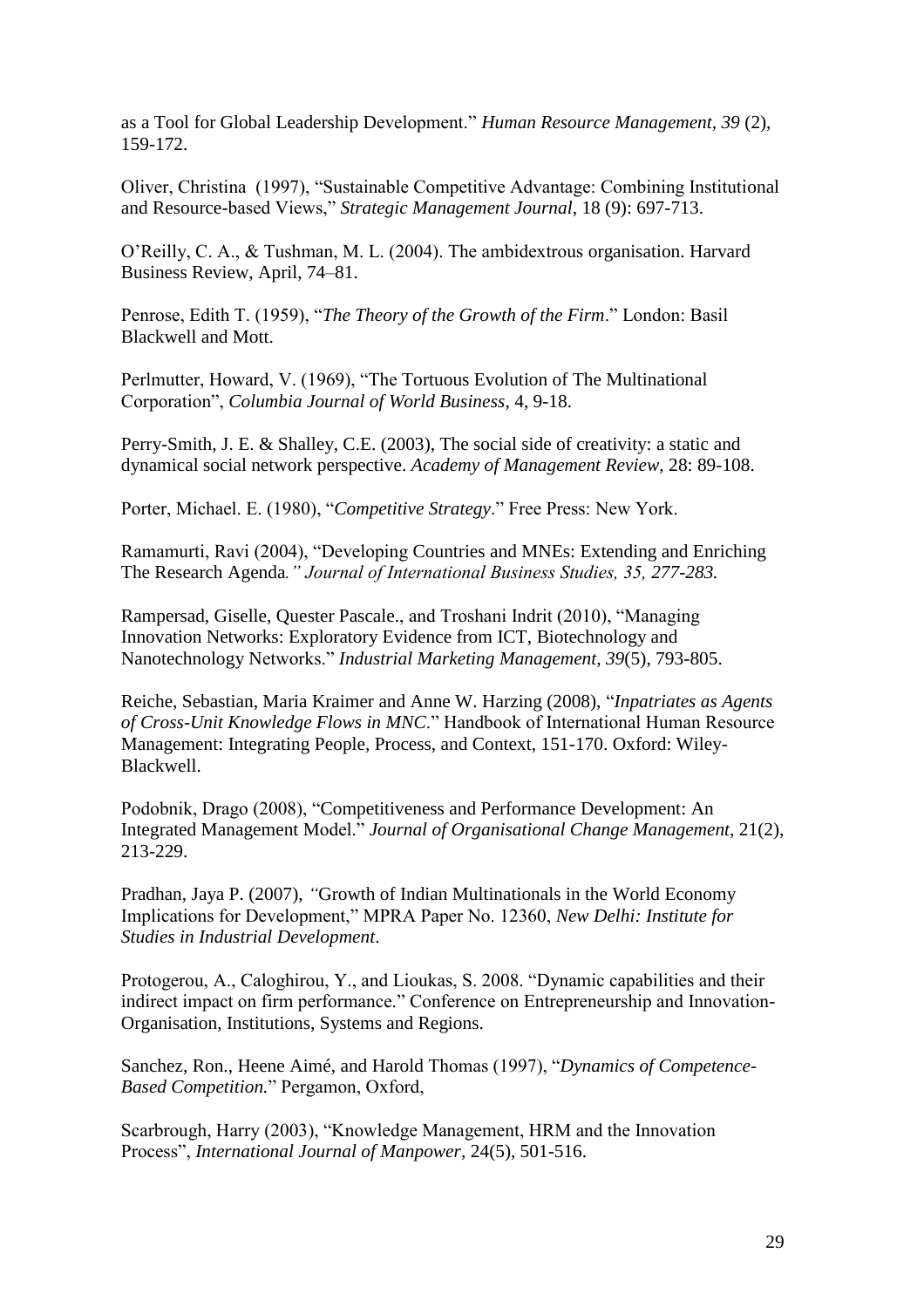as a Tool for Global Leadership Development." *Human Resource Management, 39* (2), 159-172.

Oliver, Christina (1997), "Sustainable Competitive Advantage: Combining Institutional and Resource-based Views," *Strategic Management Journal*, 18 (9): 697-713.

O'Reilly, C. A., & Tushman, M. L. (2004). The ambidextrous organisation. Harvard Business Review, April, 74–81.

Penrose, Edith T. (1959), "*The Theory of the Growth of the Firm*." London: Basil Blackwell and Mott.

Perlmutter, Howard, V. (1969), "The Tortuous Evolution of The Multinational Corporation", *Columbia Journal of World Business*, 4, 9-18.

Perry-Smith, J. E. & Shalley, C.E. (2003), The social side of creativity: a static and dynamical social network perspective. *Academy of Management Review*, 28: 89-108.

Porter, Michael. E. (1980), "*Competitive Strategy*." Free Press: New York.

Ramamurti, Ravi (2004), "Developing Countries and MNEs: Extending and Enriching The Research Agenda*." Journal of International Business Studies, 35, 277-283.*

Rampersad, Giselle, Quester Pascale., and Troshani Indrit (2010), "Managing Innovation Networks: Exploratory Evidence from ICT, Biotechnology and Nanotechnology Networks." *Industrial Marketing Management*, *39*(5), 793-805.

Reiche, Sebastian, Maria Kraimer and Anne W. Harzing (2008), "*Inpatriates as Agents of Cross-Unit Knowledge Flows in MNC*." Handbook of International Human Resource Management: Integrating People, Process, and Context, 151-170. Oxford: Wiley-Blackwell.

Podobnik, Drago (2008), "Competitiveness and Performance Development: An Integrated Management Model." *Journal of Organisational Change Management,* 21(2), 213-229.

Pradhan, Jaya P. (2007), *"*Growth of Indian Multinationals in the World Economy Implications for Development," MPRA Paper No. 12360, *New Delhi: Institute for Studies in Industrial Development*.

Protogerou, A., Caloghirou, Y., and Lioukas, S. 2008. "Dynamic capabilities and their indirect impact on firm performance." Conference on Entrepreneurship and Innovation-Organisation, Institutions, Systems and Regions.

Sanchez, Ron., Heene Aimé, and Harold Thomas (1997), "*Dynamics of Competence-Based Competition.*" Pergamon, Oxford,

Scarbrough, Harry (2003), "Knowledge Management, HRM and the Innovation Process", *International Journal of Manpower*, 24(5), 501-516.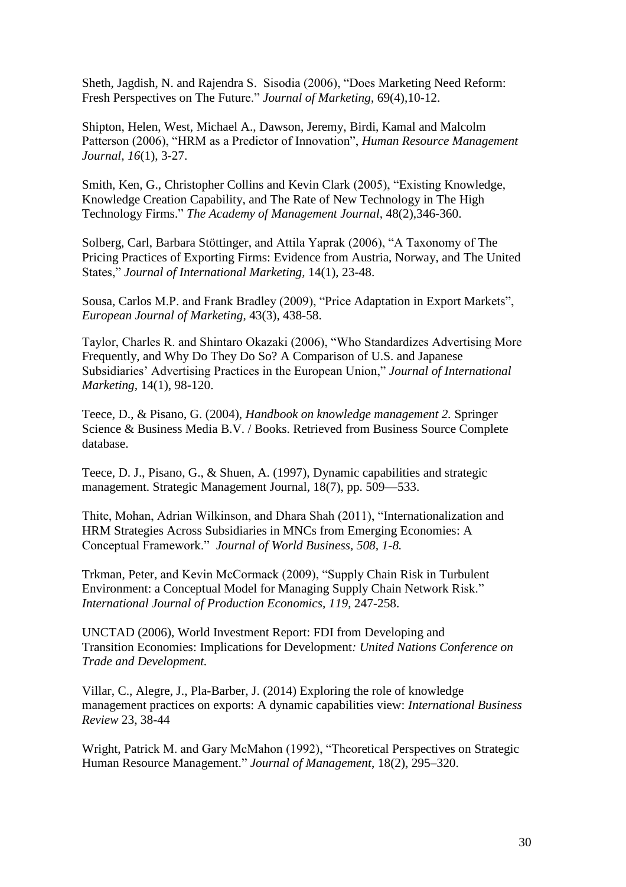Sheth, Jagdish, N. and Rajendra S. Sisodia (2006), "Does Marketing Need Reform: Fresh Perspectives on The Future." *Journal of Marketing*, 69(4),10-12.

Shipton, Helen, West, Michael A., Dawson, Jeremy, Birdi, Kamal and Malcolm Patterson (2006), "HRM as a Predictor of Innovation", *Human Resource Management Journal, 16*(1), 3-27.

Smith, Ken, G., Christopher Collins and Kevin Clark (2005), "Existing Knowledge, Knowledge Creation Capability, and The Rate of New Technology in The High Technology Firms." *The Academy of Management Journal*, 48(2),346-360.

Solberg, Carl, Barbara Stöttinger, and Attila Yaprak (2006), "A Taxonomy of The Pricing Practices of Exporting Firms: Evidence from Austria, Norway, and The United States," *Journal of International Marketing*, 14(1), 23-48.

Sousa, Carlos M.P. and Frank Bradley (2009), "Price Adaptation in Export Markets", *European Journal of Marketing*, 43(3), 438-58.

Taylor, Charles R. and Shintaro Okazaki (2006), "Who Standardizes Advertising More Frequently, and Why Do They Do So? A Comparison of U.S. and Japanese Subsidiaries' Advertising Practices in the European Union," *Journal of International Marketing*, 14(1), 98-120.

Teece, D., & Pisano, G. (2004), *Handbook on knowledge management 2.* Springer Science & Business Media B.V. / Books. Retrieved from Business Source Complete database.

Teece, D. J., Pisano, G., & Shuen, A. (1997), Dynamic capabilities and strategic management. Strategic Management Journal, 18(7), pp. 509—533.

Thite, Mohan, Adrian Wilkinson, and Dhara Shah (2011), "Internationalization and HRM Strategies Across Subsidiaries in MNCs from Emerging Economies: A Conceptual Framework." *Journal of World Business, 508, 1-8.*

Trkman, Peter, and Kevin McCormack (2009), "Supply Chain Risk in Turbulent Environment: a Conceptual Model for Managing Supply Chain Network Risk." *International Journal of Production Economics, 119*, 247-258.

UNCTAD (2006), World Investment Report: FDI from Developing and Transition Economies: Implications for Development*: United Nations Conference on Trade and Development.*

Villar, C., Alegre, J., Pla-Barber, J. (2014) Exploring the role of knowledge management practices on exports: A dynamic capabilities view: *International Business Review* 23, 38-44

Wright, Patrick M. and Gary McMahon (1992), "Theoretical Perspectives on Strategic Human Resource Management." *Journal of Management*, 18(2), 295–320.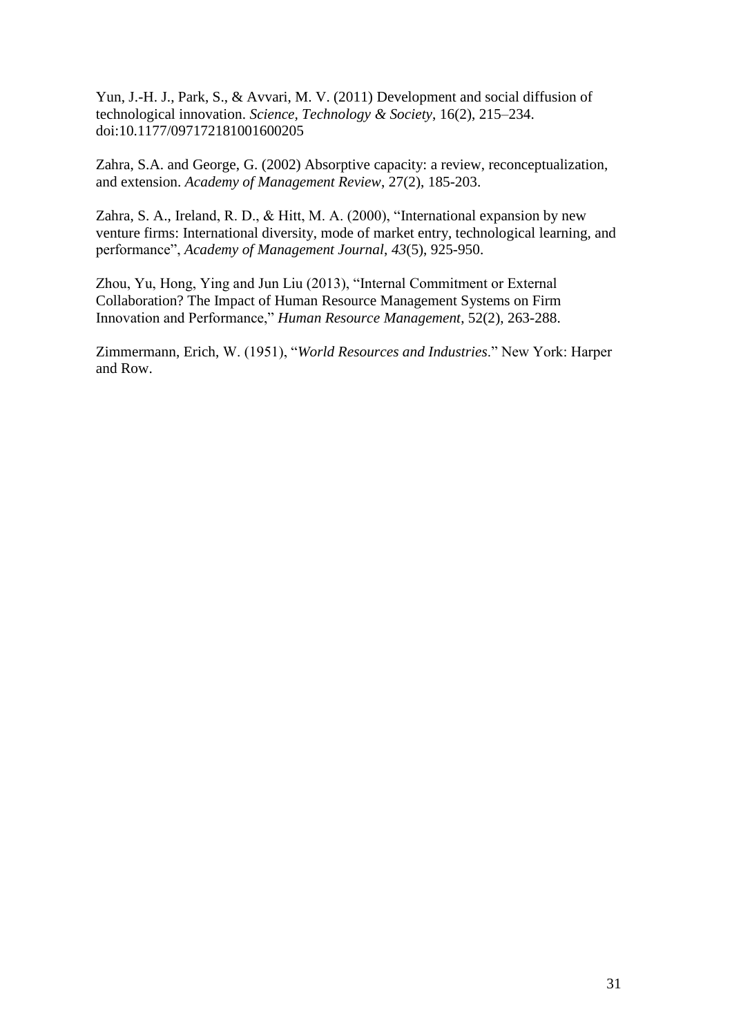Yun, J.-H. J., Park, S., & Avvari, M. V. (2011) Development and social diffusion of technological innovation. *Science, Technology & Society*, 16(2), 215–234. doi:10.1177/097172181001600205

Zahra, S.A. and George, G. (2002) Absorptive capacity: a review, reconceptualization, and extension. *Academy of Management Review*, 27(2), 185-203.

Zahra, S. A., Ireland, R. D., & Hitt, M. A. (2000), "International expansion by new venture firms: International diversity, mode of market entry, technological learning, and performance", *Academy of Management Journal*, *43*(5), 925-950.

Zhou, Yu, Hong, Ying and Jun Liu (2013), "Internal Commitment or External Collaboration? The Impact of Human Resource Management Systems on Firm Innovation and Performance," *Human Resource Management*, 52(2), 263-288.

Zimmermann, Erich, W. (1951), "*World Resources and Industries*." New York: Harper and Row.